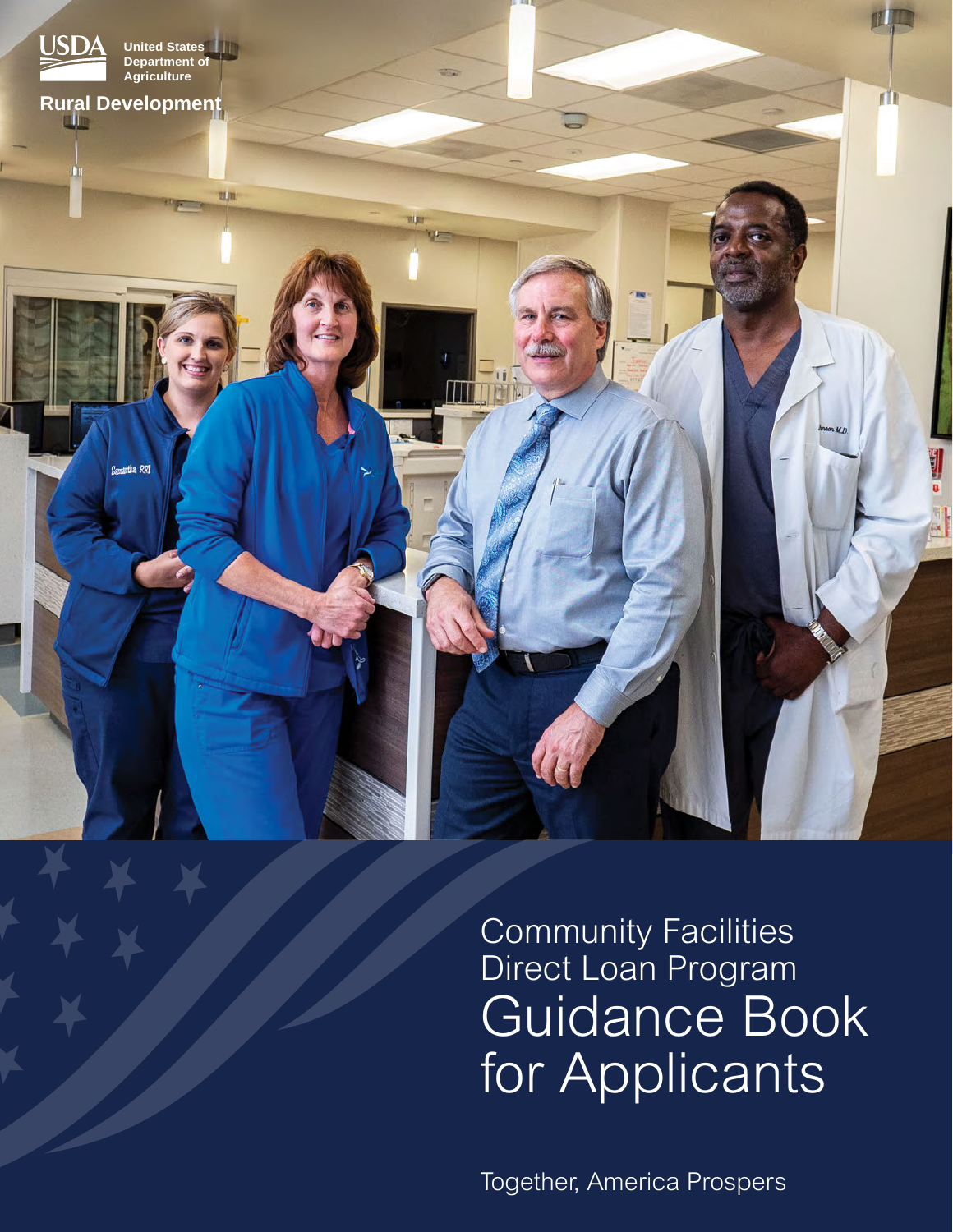USDA United States Department of Agriculture

Rural Development

# Community Facilities Direct Loan Program Guidance Book for Applicants

Together, America Prospers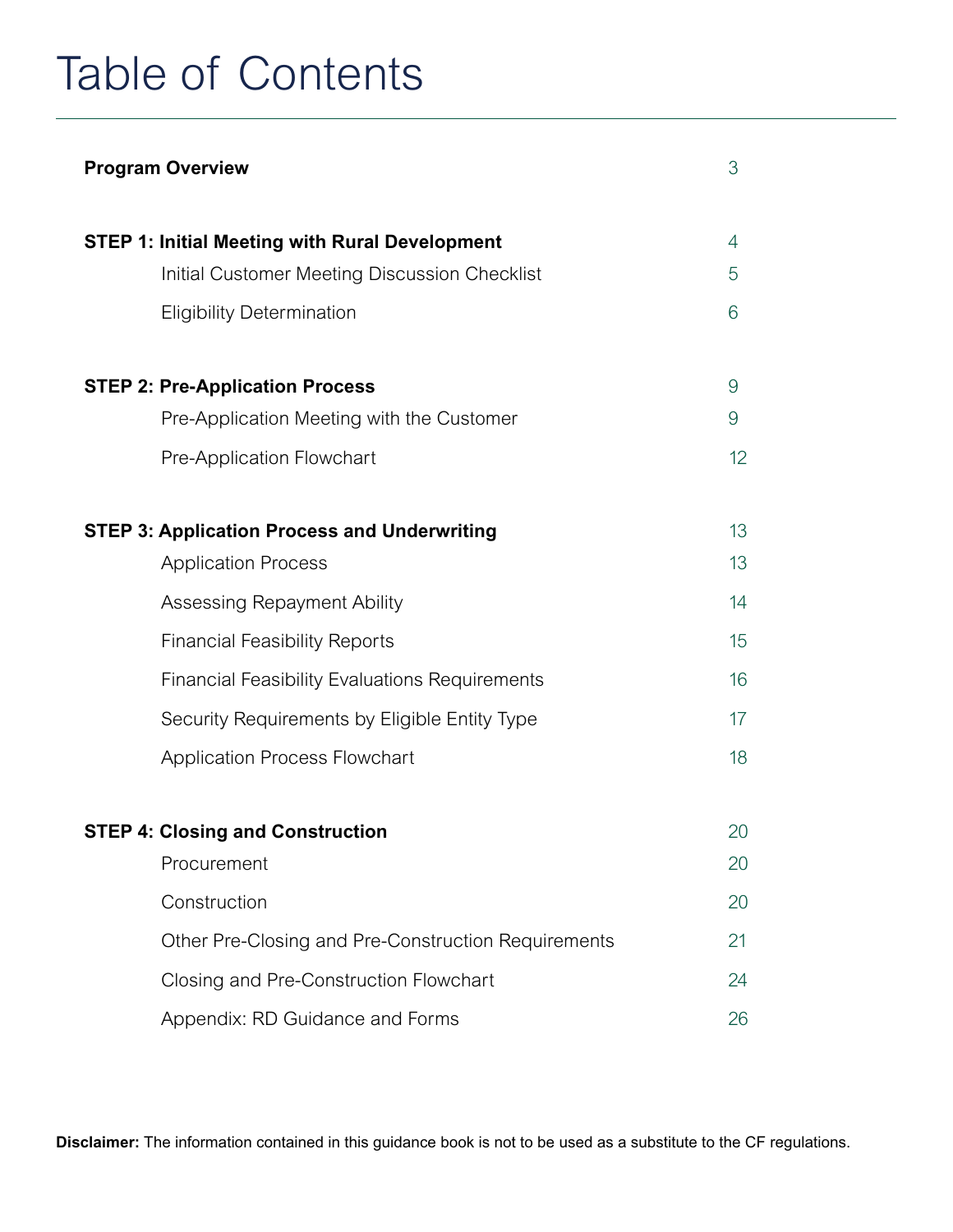# Table of Contents

| | |
|---|---|
| **Program Overview** | 3 |
| **STEP 1: Initial Meeting with Rural Development** | 4 |
| Initial Customer Meeting Discussion Checklist | 5 |
| Eligibility Determination | 6 |
| **STEP 2: Pre-Application Process** | 9 |
| Pre-Application Meeting with the Customer | 9 |
| Pre-Application Flowchart | 12 |
| **STEP 3: Application Process and Underwriting** | 13 |
| Application Process | 13 |
| Assessing Repayment Ability | 14 |
| Financial Feasibility Reports | 15 |
| Financial Feasibility Evaluations Requirements | 16 |
| Security Requirements by Eligible Entity Type | 17 |
| Application Process Flowchart | 18 |
| **STEP 4: Closing and Construction** | 20 |
| Procurement | 20 |
| Construction | 20 |
| Other Pre-Closing and Pre-Construction Requirements | 21 |
| Closing and Pre-Construction Flowchart | 24 |
| Appendix: RD Guidance and Forms | 26 |

**Disclaimer:** The information contained in this guidance book is not to be used as a substitute to the CF regulations.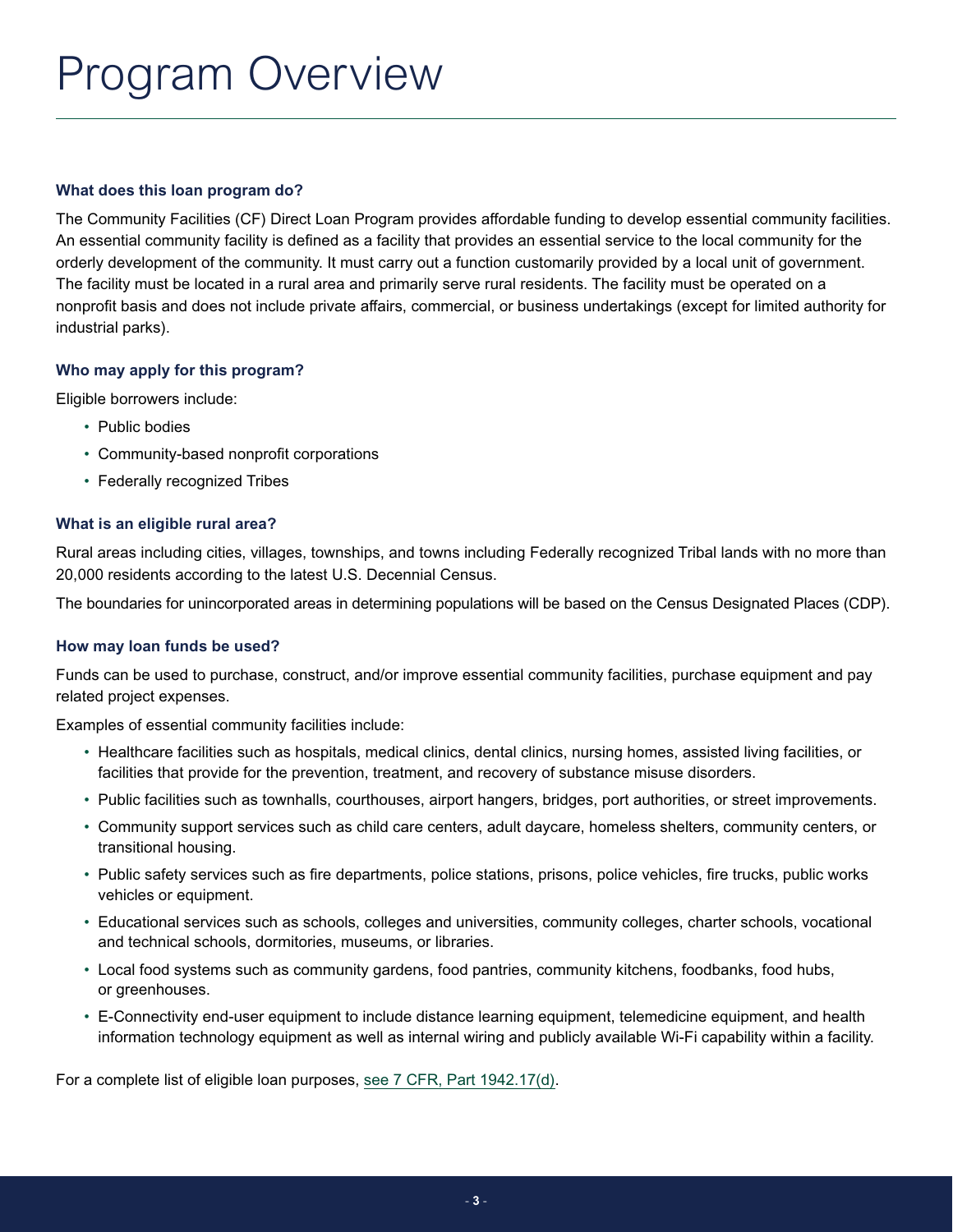# Program Overview

### What does this loan program do?

The Community Facilities (CF) Direct Loan Program provides affordable funding to develop essential community facilities. An essential community facility is defined as a facility that provides an essential service to the local community for the orderly development of the community. It must carry out a function customarily provided by a local unit of government. The facility must be located in a rural area and primarily serve rural residents. The facility must be operated on a nonprofit basis and does not include private affairs, commercial, or business undertakings (except for limited authority for industrial parks).

### Who may apply for this program?

Eligible borrowers include:

- Public bodies
- Community-based nonprofit corporations
- Federally recognized Tribes

### What is an eligible rural area?

Rural areas including cities, villages, townships, and towns including Federally recognized Tribal lands with no more than 20,000 residents according to the latest U.S. Decennial Census.

The boundaries for unincorporated areas in determining populations will be based on the Census Designated Places (CDP).

### How may loan funds be used?

Funds can be used to purchase, construct, and/or improve essential community facilities, purchase equipment and pay related project expenses.

Examples of essential community facilities include:

- Healthcare facilities such as hospitals, medical clinics, dental clinics, nursing homes, assisted living facilities, or facilities that provide for the prevention, treatment, and recovery of substance misuse disorders.
- Public facilities such as townhalls, courthouses, airport hangers, bridges, port authorities, or street improvements.
- Community support services such as child care centers, adult daycare, homeless shelters, community centers, or transitional housing.
- Public safety services such as fire departments, police stations, prisons, police vehicles, fire trucks, public works vehicles or equipment.
- Educational services such as schools, colleges and universities, community colleges, charter schools, vocational and technical schools, dormitories, museums, or libraries.
- Local food systems such as community gardens, food pantries, community kitchens, foodbanks, food hubs, or greenhouses.
- E-Connectivity end-user equipment to include distance learning equipment, telemedicine equipment, and health information technology equipment as well as internal wiring and publicly available Wi-Fi capability within a facility.

For a complete list of eligible loan purposes, see 7 CFR, Part 1942.17(d).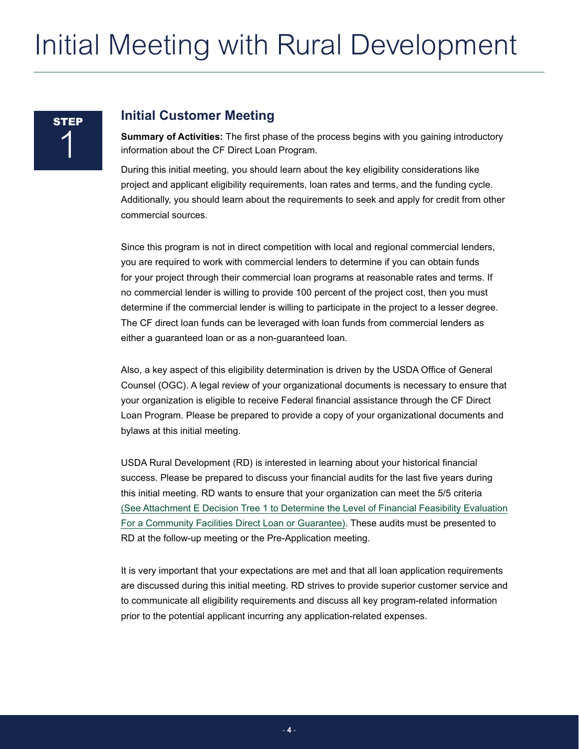# Initial Meeting with Rural Development

**STEP 1**

## Initial Customer Meeting

**Summary of Activities:** The first phase of the process begins with you gaining introductory information about the CF Direct Loan Program.

During this initial meeting, you should learn about the key eligibility considerations like project and applicant eligibility requirements, loan rates and terms, and the funding cycle. Additionally, you should learn about the requirements to seek and apply for credit from other commercial sources.

Since this program is not in direct competition with local and regional commercial lenders, you are required to work with commercial lenders to determine if you can obtain funds for your project through their commercial loan programs at reasonable rates and terms. If no commercial lender is willing to provide 100 percent of the project cost, then you must determine if the commercial lender is willing to participate in the project to a lesser degree. The CF direct loan funds can be leveraged with loan funds from commercial lenders as either a guaranteed loan or as a non-guaranteed loan.

Also, a key aspect of this eligibility determination is driven by the USDA Office of General Counsel (OGC). A legal review of your organizational documents is necessary to ensure that your organization is eligible to receive Federal financial assistance through the CF Direct Loan Program. Please be prepared to provide a copy of your organizational documents and bylaws at this initial meeting.

USDA Rural Development (RD) is interested in learning about your historical financial success. Please be prepared to discuss your financial audits for the last five years during this initial meeting. RD wants to ensure that your organization can meet the 5/5 criteria (See Attachment E Decision Tree 1 to Determine the Level of Financial Feasibility Evaluation For a Community Facilities Direct Loan or Guarantee). These audits must be presented to RD at the follow-up meeting or the Pre-Application meeting.

It is very important that your expectations are met and that all loan application requirements are discussed during this initial meeting. RD strives to provide superior customer service and to communicate all eligibility requirements and discuss all key program-related information prior to the potential applicant incurring any application-related expenses.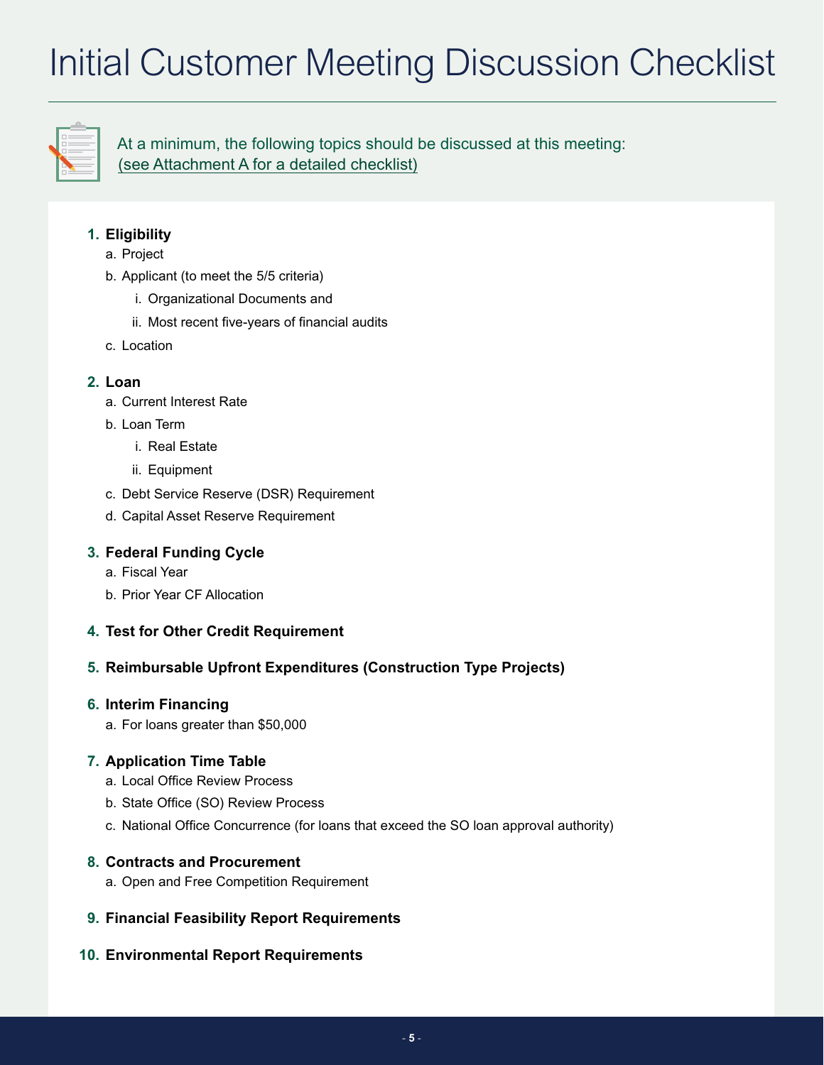# Initial Customer Meeting Discussion Checklist

At a minimum, the following topics should be discussed at this meeting:
(see Attachment A for a detailed checklist)

1. **Eligibility**
   a. Project
   b. Applicant (to meet the 5/5 criteria)
      i. Organizational Documents and
      ii. Most recent five-years of financial audits
   c. Location
2. **Loan**
   a. Current Interest Rate
   b. Loan Term
      i. Real Estate
      ii. Equipment
   c. Debt Service Reserve (DSR) Requirement
   d. Capital Asset Reserve Requirement
3. **Federal Funding Cycle**
   a. Fiscal Year
   b. Prior Year CF Allocation
4. **Test for Other Credit Requirement**
5. **Reimbursable Upfront Expenditures (Construction Type Projects)**
6. **Interim Financing**
   a. For loans greater than $50,000
7. **Application Time Table**
   a. Local Office Review Process
   b. State Office (SO) Review Process
   c. National Office Concurrence (for loans that exceed the SO loan approval authority)
8. **Contracts and Procurement**
   a. Open and Free Competition Requirement
9. **Financial Feasibility Report Requirements**
10. **Environmental Report Requirements**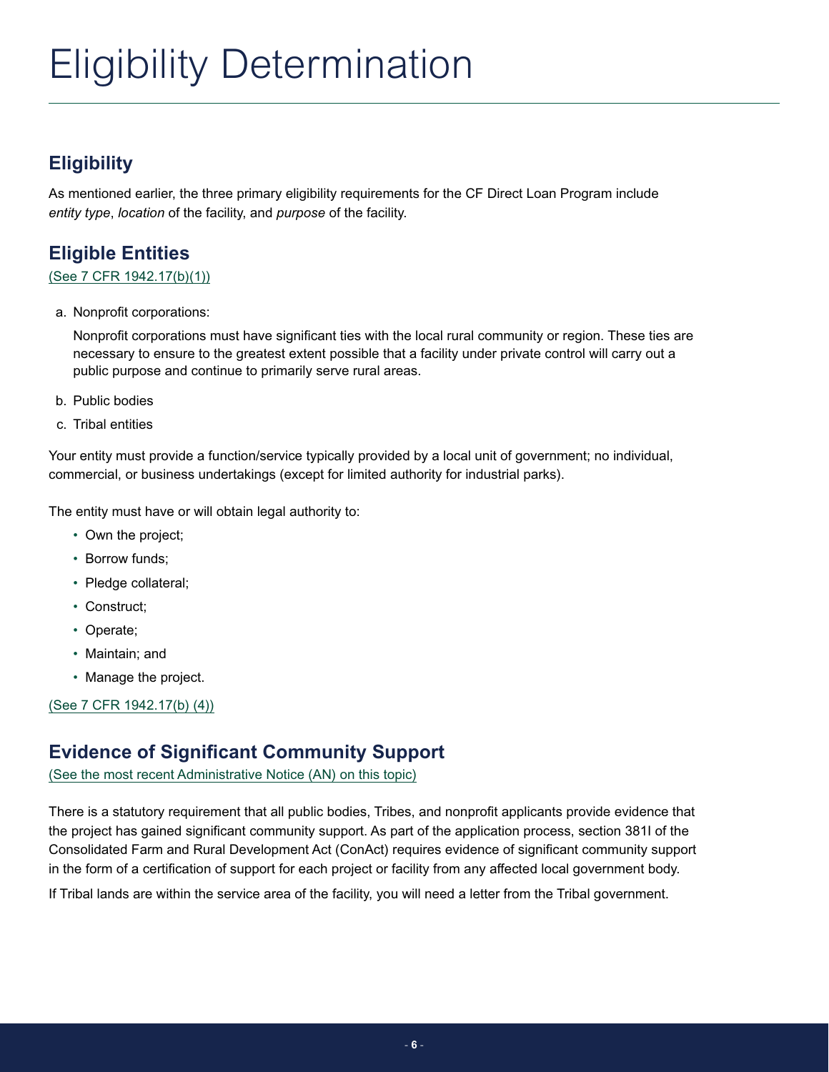# Eligibility Determination

## Eligibility

As mentioned earlier, the three primary eligibility requirements for the CF Direct Loan Program include *entity type*, *location* of the facility, and *purpose* of the facility.

## Eligible Entities

(See 7 CFR 1942.17(b)(1))

a. Nonprofit corporations:

   Nonprofit corporations must have significant ties with the local rural community or region. These ties are necessary to ensure to the greatest extent possible that a facility under private control will carry out a public purpose and continue to primarily serve rural areas.

b. Public bodies

c. Tribal entities

Your entity must provide a function/service typically provided by a local unit of government; no individual, commercial, or business undertakings (except for limited authority for industrial parks).

The entity must have or will obtain legal authority to:

- Own the project;
- Borrow funds;
- Pledge collateral;
- Construct;
- Operate;
- Maintain; and
- Manage the project.

(See 7 CFR 1942.17(b) (4))

## Evidence of Significant Community Support

(See the most recent Administrative Notice (AN) on this topic)

There is a statutory requirement that all public bodies, Tribes, and nonprofit applicants provide evidence that the project has gained significant community support. As part of the application process, section 381I of the Consolidated Farm and Rural Development Act (ConAct) requires evidence of significant community support in the form of a certification of support for each project or facility from any affected local government body.

If Tribal lands are within the service area of the facility, you will need a letter from the Tribal government.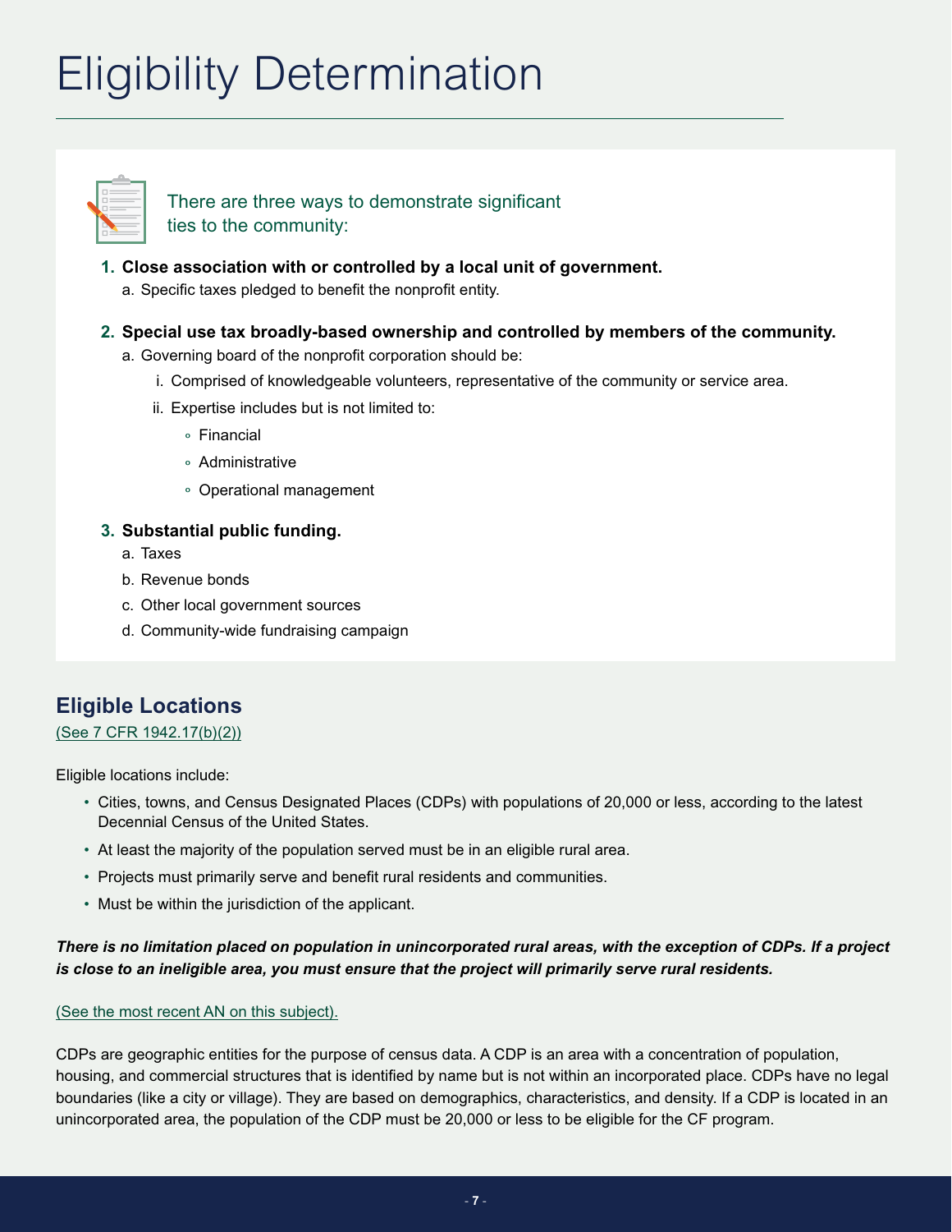# Eligibility Determination

There are three ways to demonstrate significant ties to the community:

1. **Close association with or controlled by a local unit of government.**
   a. Specific taxes pledged to benefit the nonprofit entity.

2. **Special use tax broadly-based ownership and controlled by members of the community.**
   a. Governing board of the nonprofit corporation should be:
      i. Comprised of knowledgeable volunteers, representative of the community or service area.
      ii. Expertise includes but is not limited to:
         - Financial
         - Administrative
         - Operational management

3. **Substantial public funding.**
   a. Taxes
   b. Revenue bonds
   c. Other local government sources
   d. Community-wide fundraising campaign

## Eligible Locations

(See 7 CFR 1942.17(b)(2))

Eligible locations include:

- Cities, towns, and Census Designated Places (CDPs) with populations of 20,000 or less, according to the latest Decennial Census of the United States.
- At least the majority of the population served must be in an eligible rural area.
- Projects must primarily serve and benefit rural residents and communities.
- Must be within the jurisdiction of the applicant.

***There is no limitation placed on population in unincorporated rural areas, with the exception of CDPs. If a project is close to an ineligible area, you must ensure that the project will primarily serve rural residents.***

(See the most recent AN on this subject).

CDPs are geographic entities for the purpose of census data. A CDP is an area with a concentration of population, housing, and commercial structures that is identified by name but is not within an incorporated place. CDPs have no legal boundaries (like a city or village). They are based on demographics, characteristics, and density. If a CDP is located in an unincorporated area, the population of the CDP must be 20,000 or less to be eligible for the CF program.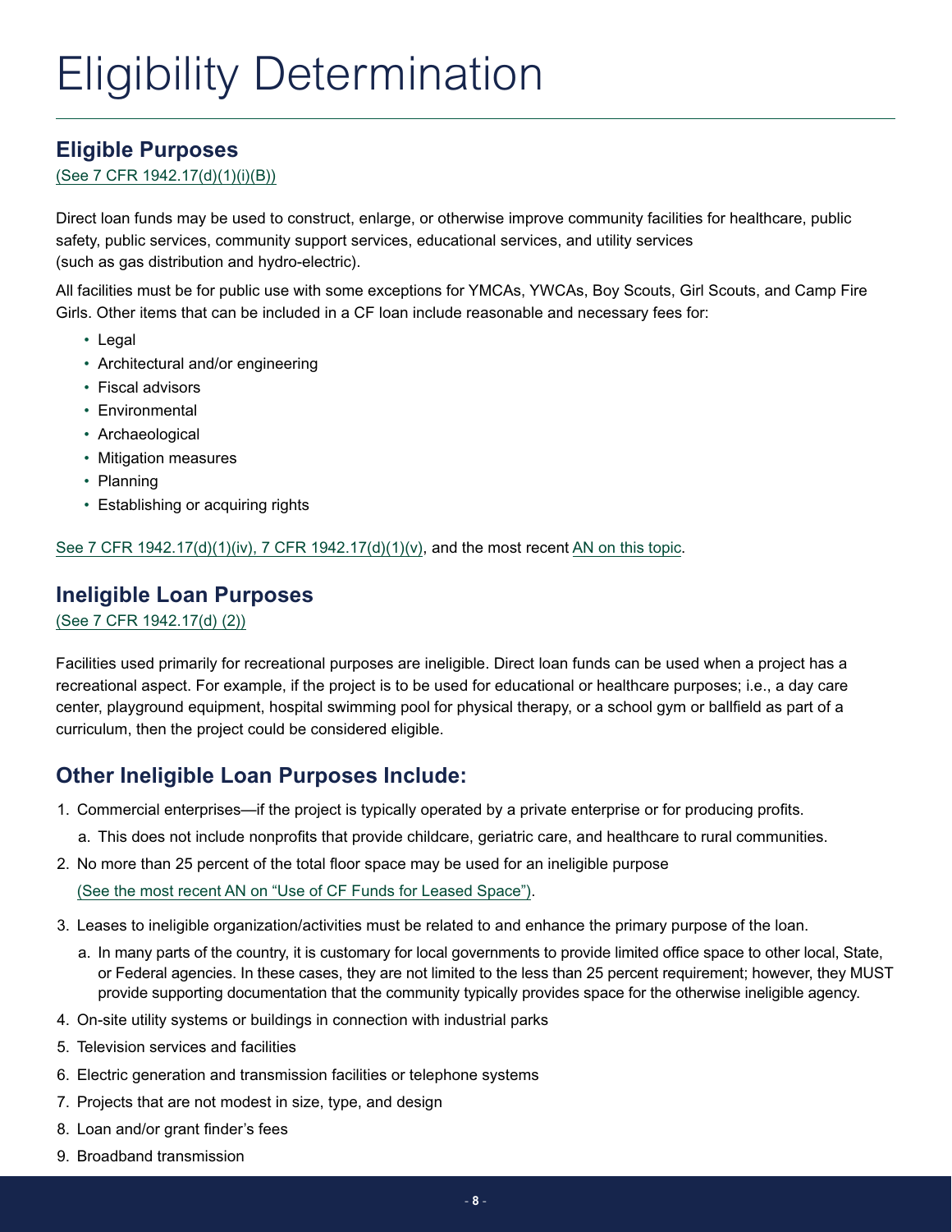# Eligibility Determination

## Eligible Purposes

(See 7 CFR 1942.17(d)(1)(i)(B))

Direct loan funds may be used to construct, enlarge, or otherwise improve community facilities for healthcare, public safety, public services, community support services, educational services, and utility services (such as gas distribution and hydro-electric).

All facilities must be for public use with some exceptions for YMCAs, YWCAs, Boy Scouts, Girl Scouts, and Camp Fire Girls. Other items that can be included in a CF loan include reasonable and necessary fees for:

- Legal
- Architectural and/or engineering
- Fiscal advisors
- Environmental
- Archaeological
- Mitigation measures
- Planning
- Establishing or acquiring rights

See 7 CFR 1942.17(d)(1)(iv), 7 CFR 1942.17(d)(1)(v), and the most recent AN on this topic.

## Ineligible Loan Purposes

(See 7 CFR 1942.17(d) (2))

Facilities used primarily for recreational purposes are ineligible. Direct loan funds can be used when a project has a recreational aspect. For example, if the project is to be used for educational or healthcare purposes; i.e., a day care center, playground equipment, hospital swimming pool for physical therapy, or a school gym or ballfield as part of a curriculum, then the project could be considered eligible.

## Other Ineligible Loan Purposes Include:

1. Commercial enterprises—if the project is typically operated by a private enterprise or for producing profits.
   a. This does not include nonprofits that provide childcare, geriatric care, and healthcare to rural communities.
2. No more than 25 percent of the total floor space may be used for an ineligible purpose (See the most recent AN on "Use of CF Funds for Leased Space").
3. Leases to ineligible organization/activities must be related to and enhance the primary purpose of the loan.
   a. In many parts of the country, it is customary for local governments to provide limited office space to other local, State, or Federal agencies. In these cases, they are not limited to the less than 25 percent requirement; however, they MUST provide supporting documentation that the community typically provides space for the otherwise ineligible agency.
4. On-site utility systems or buildings in connection with industrial parks
5. Television services and facilities
6. Electric generation and transmission facilities or telephone systems
7. Projects that are not modest in size, type, and design
8. Loan and/or grant finder's fees
9. Broadband transmission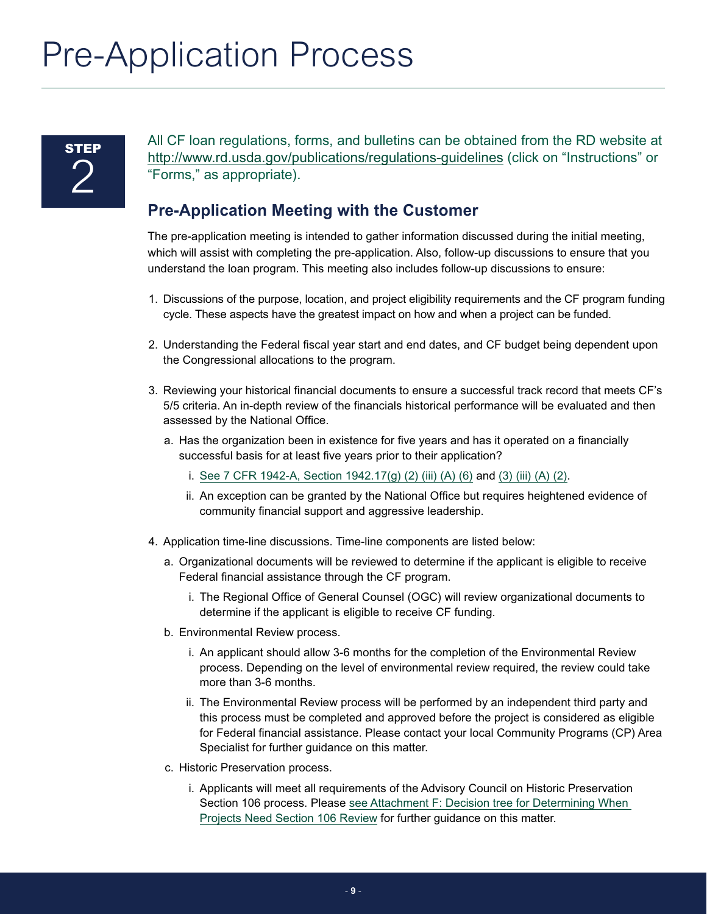# Pre-Application Process

**STEP 2**

All CF loan regulations, forms, and bulletins can be obtained from the RD website at http://www.rd.usda.gov/publications/regulations-guidelines (click on "Instructions" or "Forms," as appropriate).

## Pre-Application Meeting with the Customer

The pre-application meeting is intended to gather information discussed during the initial meeting, which will assist with completing the pre-application. Also, follow-up discussions to ensure that you understand the loan program. This meeting also includes follow-up discussions to ensure:

1. Discussions of the purpose, location, and project eligibility requirements and the CF program funding cycle. These aspects have the greatest impact on how and when a project can be funded.

2. Understanding the Federal fiscal year start and end dates, and CF budget being dependent upon the Congressional allocations to the program.

3. Reviewing your historical financial documents to ensure a successful track record that meets CF's 5/5 criteria. An in-depth review of the financials historical performance will be evaluated and then assessed by the National Office.

   a. Has the organization been in existence for five years and has it operated on a financially successful basis for at least five years prior to their application?

      i. See 7 CFR 1942-A, Section 1942.17(g) (2) (iii) (A) (6) and (3) (iii) (A) (2).

      ii. An exception can be granted by the National Office but requires heightened evidence of community financial support and aggressive leadership.

4. Application time-line discussions. Time-line components are listed below:

   a. Organizational documents will be reviewed to determine if the applicant is eligible to receive Federal financial assistance through the CF program.

      i. The Regional Office of General Counsel (OGC) will review organizational documents to determine if the applicant is eligible to receive CF funding.

   b. Environmental Review process.

      i. An applicant should allow 3-6 months for the completion of the Environmental Review process. Depending on the level of environmental review required, the review could take more than 3-6 months.

      ii. The Environmental Review process will be performed by an independent third party and this process must be completed and approved before the project is considered as eligible for Federal financial assistance. Please contact your local Community Programs (CP) Area Specialist for further guidance on this matter.

   c. Historic Preservation process.

      i. Applicants will meet all requirements of the Advisory Council on Historic Preservation Section 106 process. Please see Attachment F: Decision tree for Determining When Projects Need Section 106 Review for further guidance on this matter.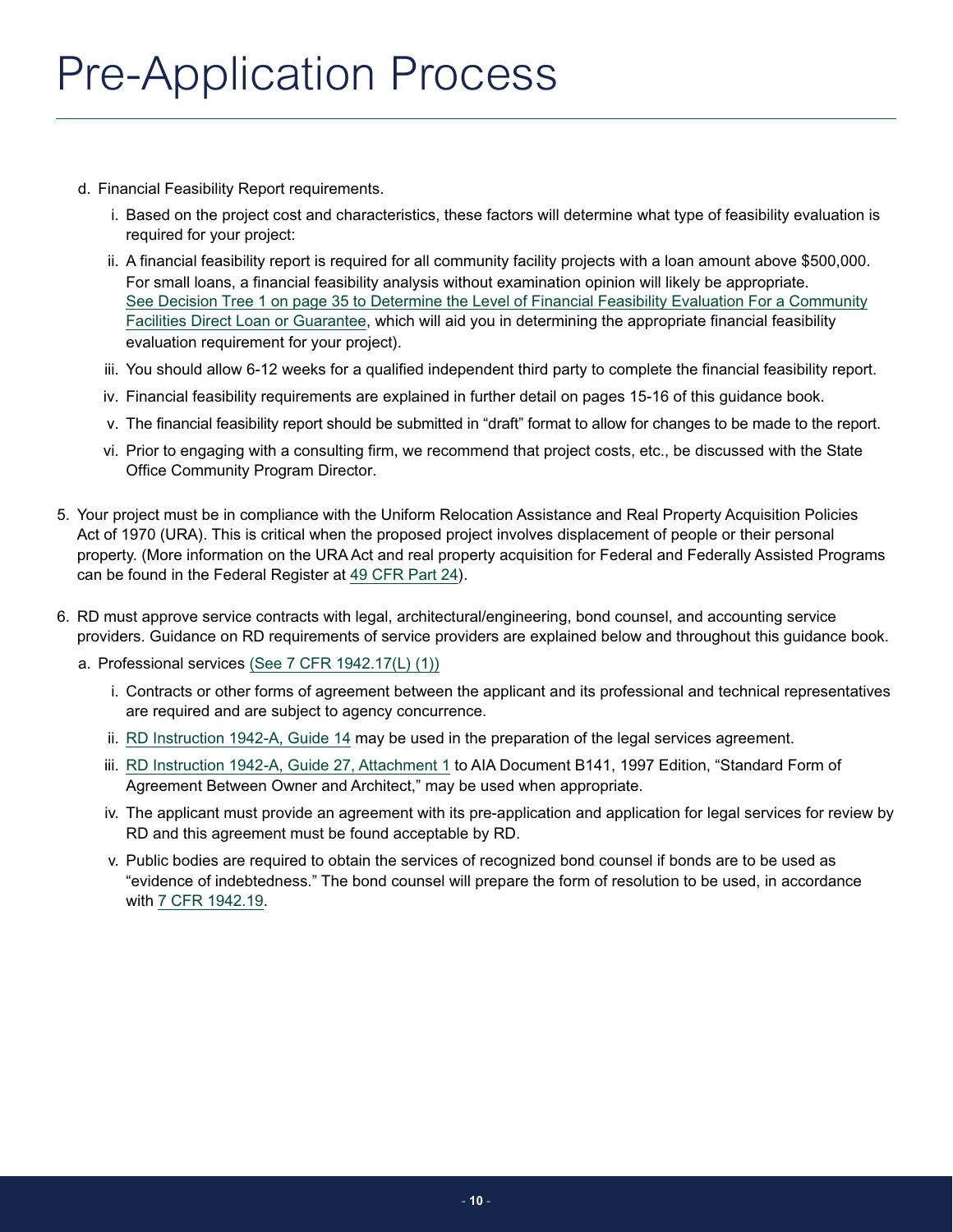# Pre-Application Process

d. Financial Feasibility Report requirements.

   i. Based on the project cost and characteristics, these factors will determine what type of feasibility evaluation is required for your project:

   ii. A financial feasibility report is required for all community facility projects with a loan amount above $500,000. For small loans, a financial feasibility analysis without examination opinion will likely be appropriate. See Decision Tree 1 on page 35 to Determine the Level of Financial Feasibility Evaluation For a Community Facilities Direct Loan or Guarantee, which will aid you in determining the appropriate financial feasibility evaluation requirement for your project).

   iii. You should allow 6-12 weeks for a qualified independent third party to complete the financial feasibility report.

   iv. Financial feasibility requirements are explained in further detail on pages 15-16 of this guidance book.

   v. The financial feasibility report should be submitted in "draft" format to allow for changes to be made to the report.

   vi. Prior to engaging with a consulting firm, we recommend that project costs, etc., be discussed with the State Office Community Program Director.

5. Your project must be in compliance with the Uniform Relocation Assistance and Real Property Acquisition Policies Act of 1970 (URA). This is critical when the proposed project involves displacement of people or their personal property. (More information on the URA Act and real property acquisition for Federal and Federally Assisted Programs can be found in the Federal Register at 49 CFR Part 24).

6. RD must approve service contracts with legal, architectural/engineering, bond counsel, and accounting service providers. Guidance on RD requirements of service providers are explained below and throughout this guidance book.

   a. Professional services (See 7 CFR 1942.17(L) (1))

      i. Contracts or other forms of agreement between the applicant and its professional and technical representatives are required and are subject to agency concurrence.

      ii. RD Instruction 1942-A, Guide 14 may be used in the preparation of the legal services agreement.

      iii. RD Instruction 1942-A, Guide 27, Attachment 1 to AIA Document B141, 1997 Edition, "Standard Form of Agreement Between Owner and Architect," may be used when appropriate.

      iv. The applicant must provide an agreement with its pre-application and application for legal services for review by RD and this agreement must be found acceptable by RD.

      v. Public bodies are required to obtain the services of recognized bond counsel if bonds are to be used as "evidence of indebtedness." The bond counsel will prepare the form of resolution to be used, in accordance with 7 CFR 1942.19.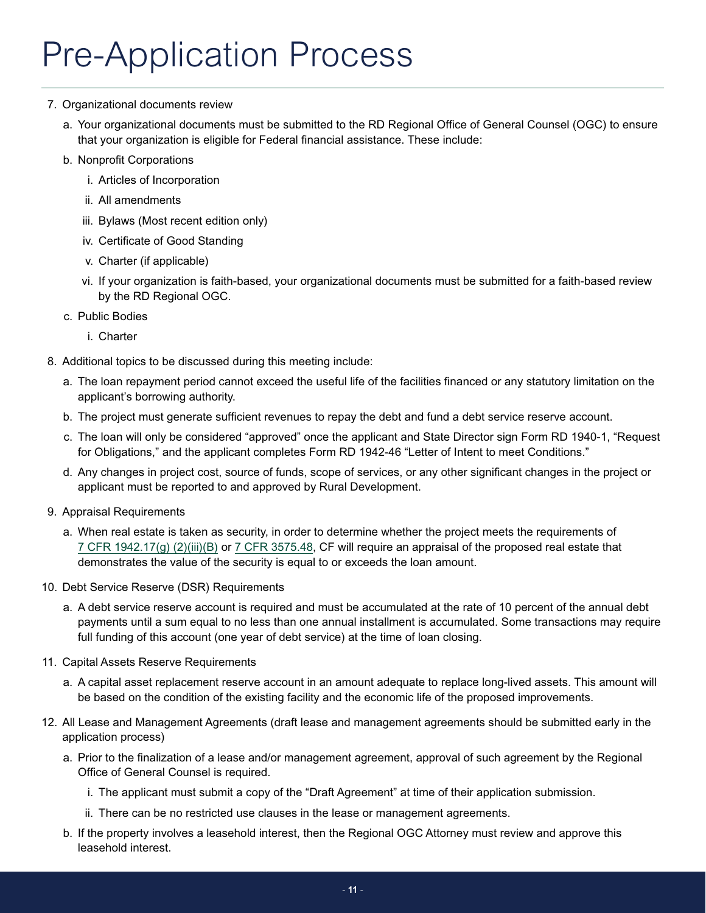# Pre-Application Process

7. Organizational documents review
   a. Your organizational documents must be submitted to the RD Regional Office of General Counsel (OGC) to ensure that your organization is eligible for Federal financial assistance. These include:
   b. Nonprofit Corporations
      i. Articles of Incorporation
      ii. All amendments
      iii. Bylaws (Most recent edition only)
      iv. Certificate of Good Standing
      v. Charter (if applicable)
      vi. If your organization is faith-based, your organizational documents must be submitted for a faith-based review by the RD Regional OGC.
   c. Public Bodies
      i. Charter
8. Additional topics to be discussed during this meeting include:
   a. The loan repayment period cannot exceed the useful life of the facilities financed or any statutory limitation on the applicant's borrowing authority.
   b. The project must generate sufficient revenues to repay the debt and fund a debt service reserve account.
   c. The loan will only be considered "approved" once the applicant and State Director sign Form RD 1940-1, "Request for Obligations," and the applicant completes Form RD 1942-46 "Letter of Intent to meet Conditions."
   d. Any changes in project cost, source of funds, scope of services, or any other significant changes in the project or applicant must be reported to and approved by Rural Development.
9. Appraisal Requirements
   a. When real estate is taken as security, in order to determine whether the project meets the requirements of 7 CFR 1942.17(g) (2)(iii)(B) or 7 CFR 3575.48, CF will require an appraisal of the proposed real estate that demonstrates the value of the security is equal to or exceeds the loan amount.
10. Debt Service Reserve (DSR) Requirements
    a. A debt service reserve account is required and must be accumulated at the rate of 10 percent of the annual debt payments until a sum equal to no less than one annual installment is accumulated. Some transactions may require full funding of this account (one year of debt service) at the time of loan closing.
11. Capital Assets Reserve Requirements
    a. A capital asset replacement reserve account in an amount adequate to replace long-lived assets. This amount will be based on the condition of the existing facility and the economic life of the proposed improvements.
12. All Lease and Management Agreements (draft lease and management agreements should be submitted early in the application process)
    a. Prior to the finalization of a lease and/or management agreement, approval of such agreement by the Regional Office of General Counsel is required.
       i. The applicant must submit a copy of the "Draft Agreement" at time of their application submission.
       ii. There can be no restricted use clauses in the lease or management agreements.
    b. If the property involves a leasehold interest, then the Regional OGC Attorney must review and approve this leasehold interest.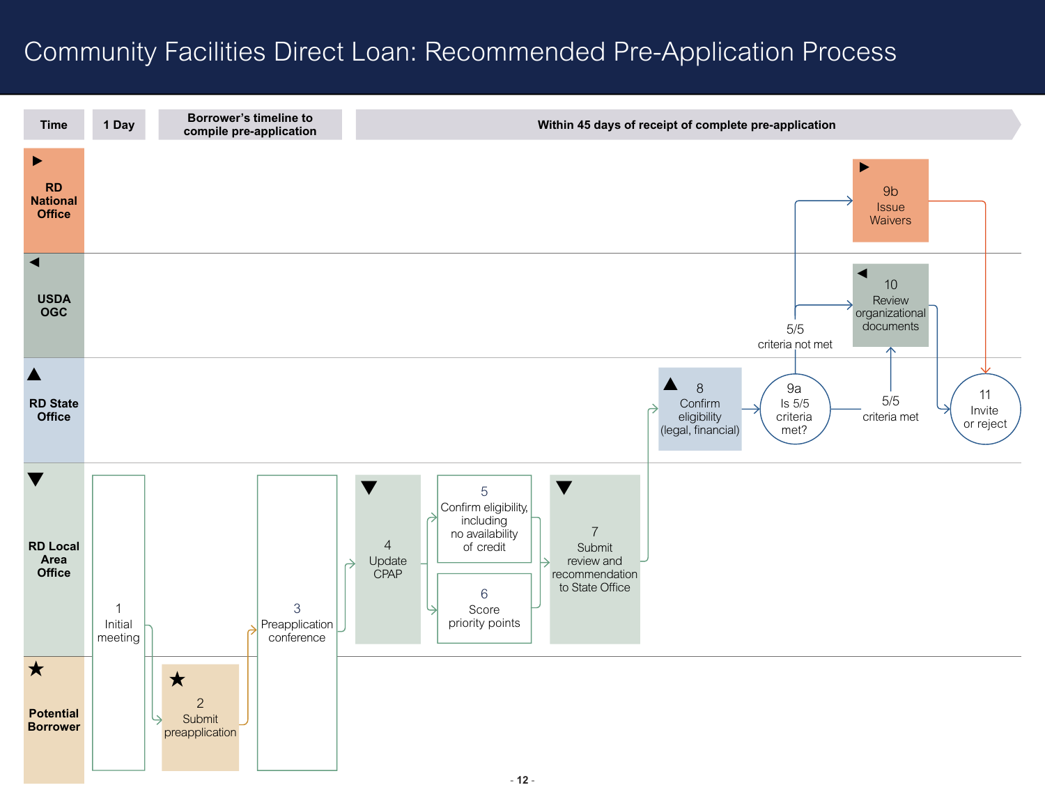# Community Facilities Direct Loan: Recommended Pre-Application Process

| Time | 1 Day | Borrower's timeline to compile pre-application | Within 45 days of receipt of complete pre-application |
|---|---|---|---|

**Swimlanes:**

- ▶ **RD National Office**
- ◀ **USDA OGC**
- ▲ **RD State Office**
- ▼ **RD Local Area Office**
- ★ **Potential Borrower**

**Process steps:**

1. Initial meeting (RD Local Area Office / Potential Borrower)
2. ★ Submit preapplication (Potential Borrower)
3. Preapplication conference (RD Local Area Office / Potential Borrower)
4. ▼ Update CPAP (RD Local Area Office)
5. Confirm eligibility, including no availability of credit (RD Local Area Office)
6. Score priority points (RD Local Area Office)
7. ▼ Submit review and recommendation to State Office (RD Local Area Office)
8. ▲ Confirm eligibility (legal, financial) (RD State Office)

9a. Is 5/5 criteria met? (RD State Office)
- 5/5 criteria not met → 9b (RD National Office) and 10 (USDA OGC)
- 5/5 criteria met → 10 (USDA OGC)

9b. ▶ Issue Waivers (RD National Office) → 11

10. ◀ Review organizational documents (USDA OGC) → 11

11. Invite or reject (RD State Office)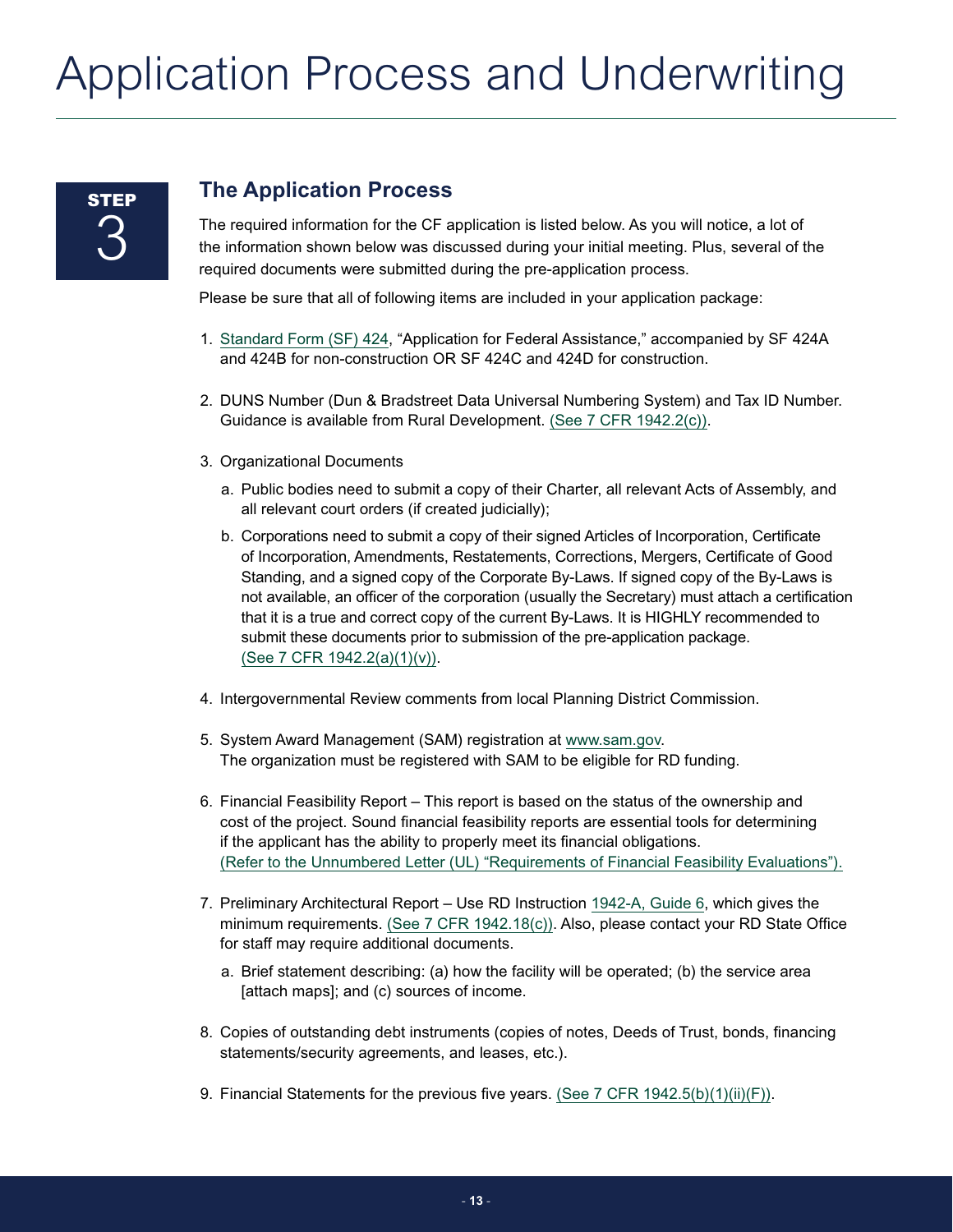# Application Process and Underwriting

**STEP 3**

## The Application Process

The required information for the CF application is listed below. As you will notice, a lot of the information shown below was discussed during your initial meeting. Plus, several of the required documents were submitted during the pre-application process.

Please be sure that all of following items are included in your application package:

1. Standard Form (SF) 424, "Application for Federal Assistance," accompanied by SF 424A and 424B for non-construction OR SF 424C and 424D for construction.

2. DUNS Number (Dun & Bradstreet Data Universal Numbering System) and Tax ID Number. Guidance is available from Rural Development. (See 7 CFR 1942.2(c)).

3. Organizational Documents

   a. Public bodies need to submit a copy of their Charter, all relevant Acts of Assembly, and all relevant court orders (if created judicially);

   b. Corporations need to submit a copy of their signed Articles of Incorporation, Certificate of Incorporation, Amendments, Restatements, Corrections, Mergers, Certificate of Good Standing, and a signed copy of the Corporate By-Laws. If signed copy of the By-Laws is not available, an officer of the corporation (usually the Secretary) must attach a certification that it is a true and correct copy of the current By-Laws. It is HIGHLY recommended to submit these documents prior to submission of the pre-application package. (See 7 CFR 1942.2(a)(1)(v)).

4. Intergovernmental Review comments from local Planning District Commission.

5. System Award Management (SAM) registration at www.sam.gov. The organization must be registered with SAM to be eligible for RD funding.

6. Financial Feasibility Report – This report is based on the status of the ownership and cost of the project. Sound financial feasibility reports are essential tools for determining if the applicant has the ability to properly meet its financial obligations. (Refer to the Unnumbered Letter (UL) "Requirements of Financial Feasibility Evaluations").

7. Preliminary Architectural Report – Use RD Instruction 1942-A, Guide 6, which gives the minimum requirements. (See 7 CFR 1942.18(c)). Also, please contact your RD State Office for staff may require additional documents.

   a. Brief statement describing: (a) how the facility will be operated; (b) the service area [attach maps]; and (c) sources of income.

8. Copies of outstanding debt instruments (copies of notes, Deeds of Trust, bonds, financing statements/security agreements, and leases, etc.).

9. Financial Statements for the previous five years. (See 7 CFR 1942.5(b)(1)(ii)(F)).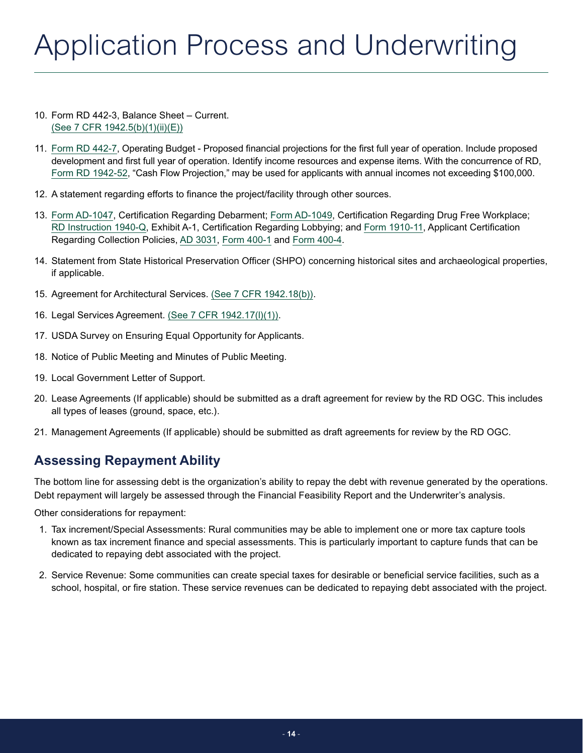# Application Process and Underwriting

10. Form RD 442-3, Balance Sheet – Current. (See 7 CFR 1942.5(b)(1)(ii)(E))

11. Form RD 442-7, Operating Budget - Proposed financial projections for the first full year of operation. Include proposed development and first full year of operation. Identify income resources and expense items. With the concurrence of RD, Form RD 1942-52, "Cash Flow Projection," may be used for applicants with annual incomes not exceeding $100,000.

12. A statement regarding efforts to finance the project/facility through other sources.

13. Form AD-1047, Certification Regarding Debarment; Form AD-1049, Certification Regarding Drug Free Workplace; RD Instruction 1940-Q, Exhibit A-1, Certification Regarding Lobbying; and Form 1910-11, Applicant Certification Regarding Collection Policies, AD 3031, Form 400-1 and Form 400-4.

14. Statement from State Historical Preservation Officer (SHPO) concerning historical sites and archaeological properties, if applicable.

15. Agreement for Architectural Services. (See 7 CFR 1942.18(b)).

16. Legal Services Agreement. (See 7 CFR 1942.17(l)(1)).

17. USDA Survey on Ensuring Equal Opportunity for Applicants.

18. Notice of Public Meeting and Minutes of Public Meeting.

19. Local Government Letter of Support.

20. Lease Agreements (If applicable) should be submitted as a draft agreement for review by the RD OGC. This includes all types of leases (ground, space, etc.).

21. Management Agreements (If applicable) should be submitted as draft agreements for review by the RD OGC.

## Assessing Repayment Ability

The bottom line for assessing debt is the organization's ability to repay the debt with revenue generated by the operations. Debt repayment will largely be assessed through the Financial Feasibility Report and the Underwriter's analysis.

Other considerations for repayment:

1. Tax increment/Special Assessments: Rural communities may be able to implement one or more tax capture tools known as tax increment finance and special assessments. This is particularly important to capture funds that can be dedicated to repaying debt associated with the project.

2. Service Revenue: Some communities can create special taxes for desirable or beneficial service facilities, such as a school, hospital, or fire station. These service revenues can be dedicated to repaying debt associated with the project.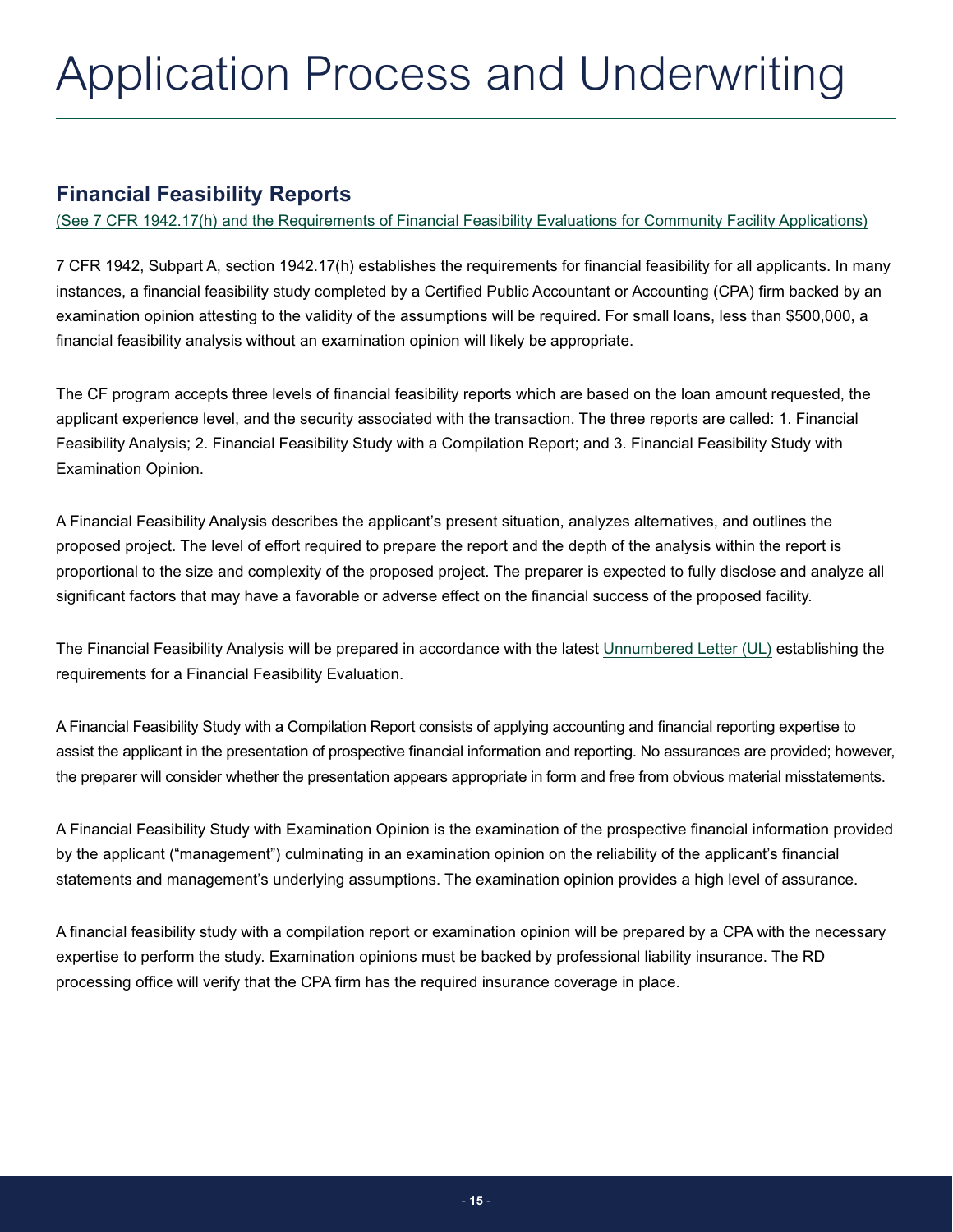# Application Process and Underwriting

## Financial Feasibility Reports

(See 7 CFR 1942.17(h) and the Requirements of Financial Feasibility Evaluations for Community Facility Applications)

7 CFR 1942, Subpart A, section 1942.17(h) establishes the requirements for financial feasibility for all applicants. In many instances, a financial feasibility study completed by a Certified Public Accountant or Accounting (CPA) firm backed by an examination opinion attesting to the validity of the assumptions will be required. For small loans, less than $500,000, a financial feasibility analysis without an examination opinion will likely be appropriate.

The CF program accepts three levels of financial feasibility reports which are based on the loan amount requested, the applicant experience level, and the security associated with the transaction. The three reports are called: 1. Financial Feasibility Analysis; 2. Financial Feasibility Study with a Compilation Report; and 3. Financial Feasibility Study with Examination Opinion.

A Financial Feasibility Analysis describes the applicant's present situation, analyzes alternatives, and outlines the proposed project. The level of effort required to prepare the report and the depth of the analysis within the report is proportional to the size and complexity of the proposed project. The preparer is expected to fully disclose and analyze all significant factors that may have a favorable or adverse effect on the financial success of the proposed facility.

The Financial Feasibility Analysis will be prepared in accordance with the latest Unnumbered Letter (UL) establishing the requirements for a Financial Feasibility Evaluation.

A Financial Feasibility Study with a Compilation Report consists of applying accounting and financial reporting expertise to assist the applicant in the presentation of prospective financial information and reporting. No assurances are provided; however, the preparer will consider whether the presentation appears appropriate in form and free from obvious material misstatements.

A Financial Feasibility Study with Examination Opinion is the examination of the prospective financial information provided by the applicant ("management") culminating in an examination opinion on the reliability of the applicant's financial statements and management's underlying assumptions. The examination opinion provides a high level of assurance.

A financial feasibility study with a compilation report or examination opinion will be prepared by a CPA with the necessary expertise to perform the study. Examination opinions must be backed by professional liability insurance. The RD processing office will verify that the CPA firm has the required insurance coverage in place.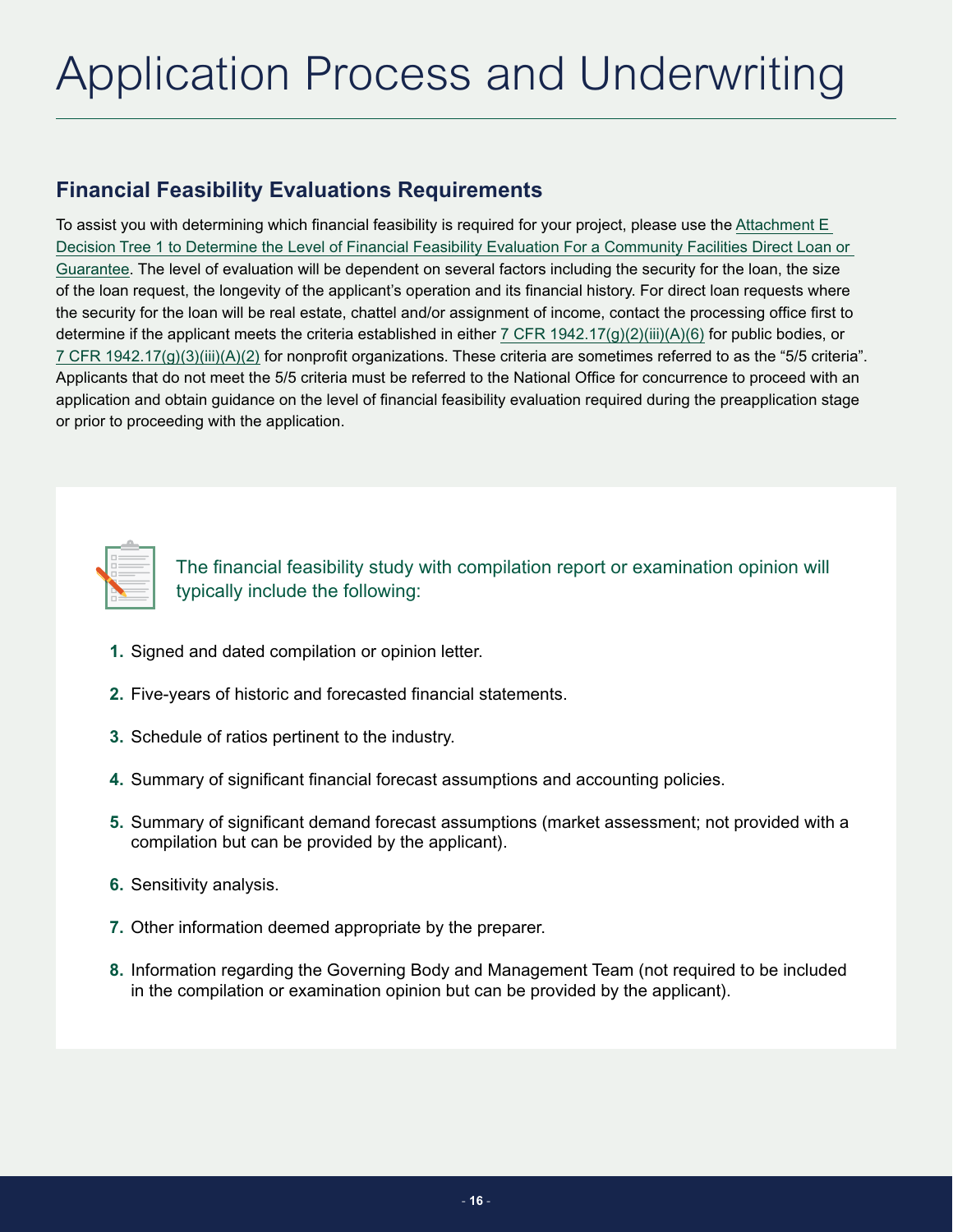# Application Process and Underwriting

## Financial Feasibility Evaluations Requirements

To assist you with determining which financial feasibility is required for your project, please use the Attachment E Decision Tree 1 to Determine the Level of Financial Feasibility Evaluation For a Community Facilities Direct Loan or Guarantee. The level of evaluation will be dependent on several factors including the security for the loan, the size of the loan request, the longevity of the applicant's operation and its financial history. For direct loan requests where the security for the loan will be real estate, chattel and/or assignment of income, contact the processing office first to determine if the applicant meets the criteria established in either 7 CFR 1942.17(g)(2)(iii)(A)(6) for public bodies, or 7 CFR 1942.17(g)(3)(iii)(A)(2) for nonprofit organizations. These criteria are sometimes referred to as the "5/5 criteria". Applicants that do not meet the 5/5 criteria must be referred to the National Office for concurrence to proceed with an application and obtain guidance on the level of financial feasibility evaluation required during the preapplication stage or prior to proceeding with the application.

The financial feasibility study with compilation report or examination opinion will typically include the following:

1. Signed and dated compilation or opinion letter.
2. Five-years of historic and forecasted financial statements.
3. Schedule of ratios pertinent to the industry.
4. Summary of significant financial forecast assumptions and accounting policies.
5. Summary of significant demand forecast assumptions (market assessment; not provided with a compilation but can be provided by the applicant).
6. Sensitivity analysis.
7. Other information deemed appropriate by the preparer.
8. Information regarding the Governing Body and Management Team (not required to be included in the compilation or examination opinion but can be provided by the applicant).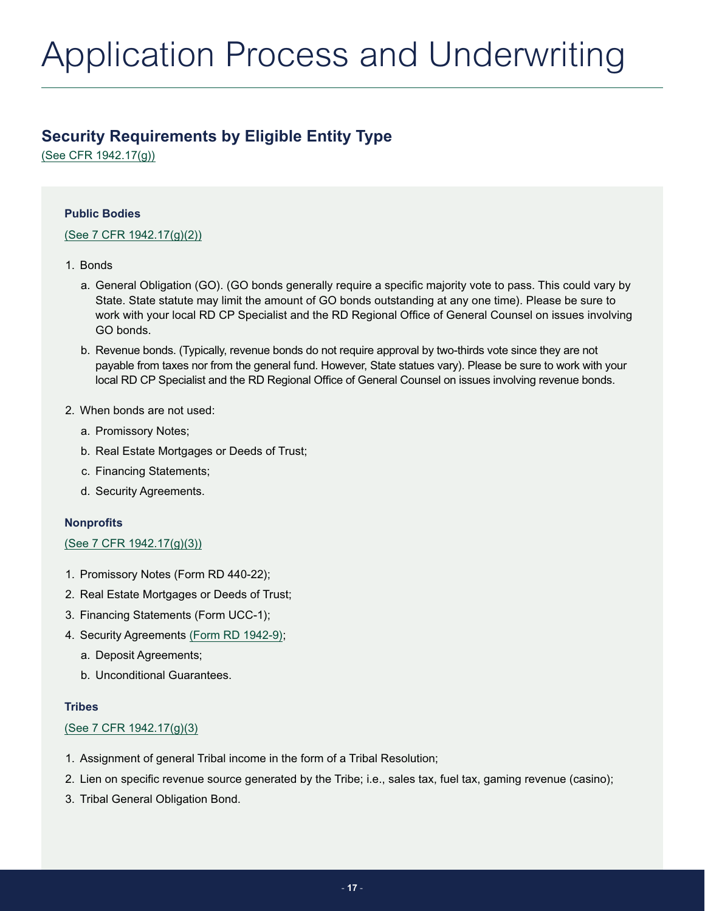# Application Process and Underwriting

## Security Requirements by Eligible Entity Type

(See CFR 1942.17(g))

### Public Bodies

(See 7 CFR 1942.17(g)(2))

1. Bonds
   a. General Obligation (GO). (GO bonds generally require a specific majority vote to pass. This could vary by State. State statute may limit the amount of GO bonds outstanding at any one time). Please be sure to work with your local RD CP Specialist and the RD Regional Office of General Counsel on issues involving GO bonds.
   b. Revenue bonds. (Typically, revenue bonds do not require approval by two-thirds vote since they are not payable from taxes nor from the general fund. However, State statues vary). Please be sure to work with your local RD CP Specialist and the RD Regional Office of General Counsel on issues involving revenue bonds.
2. When bonds are not used:
   a. Promissory Notes;
   b. Real Estate Mortgages or Deeds of Trust;
   c. Financing Statements;
   d. Security Agreements.

### Nonprofits

(See 7 CFR 1942.17(g)(3))

1. Promissory Notes (Form RD 440-22);
2. Real Estate Mortgages or Deeds of Trust;
3. Financing Statements (Form UCC-1);
4. Security Agreements (Form RD 1942-9);
   a. Deposit Agreements;
   b. Unconditional Guarantees.

### Tribes

(See 7 CFR 1942.17(g)(3)

1. Assignment of general Tribal income in the form of a Tribal Resolution;
2. Lien on specific revenue source generated by the Tribe; i.e., sales tax, fuel tax, gaming revenue (casino);
3. Tribal General Obligation Bond.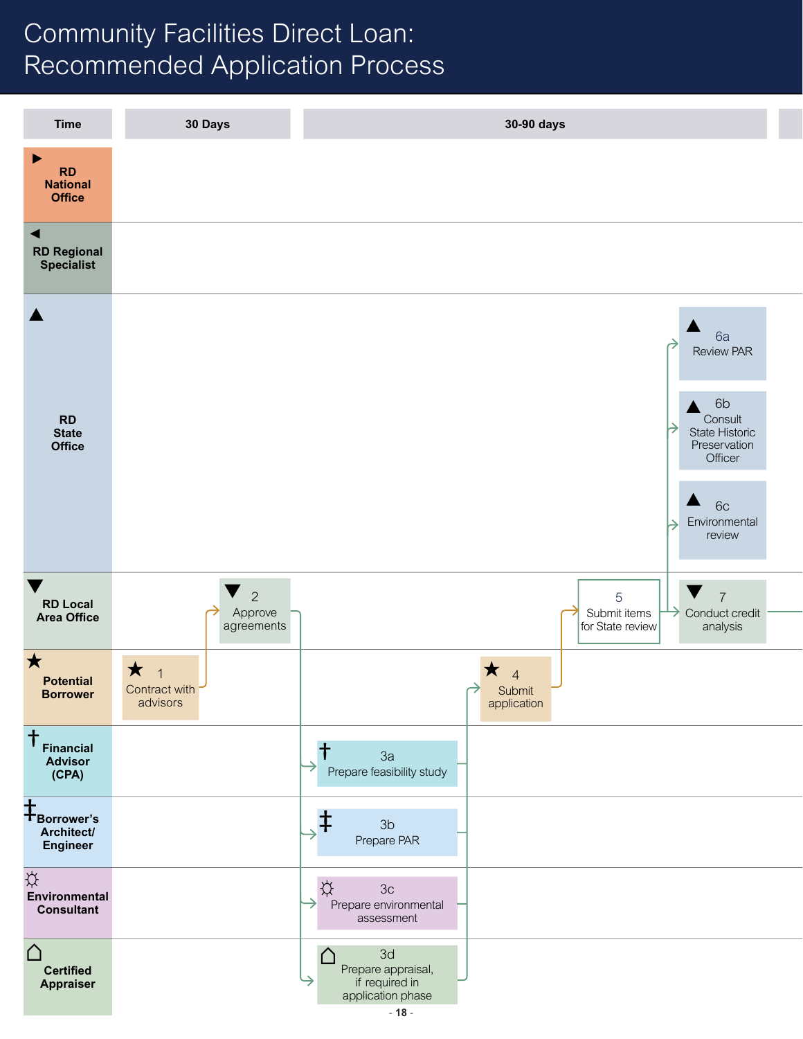# Community Facilities Direct Loan: Recommended Application Process

| Time | 30 Days | 30-90 days | |
|---|---|---|---|
| ▶ RD National Office | | | |
| ◀ RD Regional Specialist | | | |
| ▲ RD State Office | | | ▲ 6a Review PAR<br>▲ 6b Consult State Historic Preservation Officer<br>▲ 6c Environmental review |
| ▼ RD Local Area Office | ▼ 2 Approve agreements | 5 Submit items for State review | ▼ 7 Conduct credit analysis |
| ★ Potential Borrower | ★ 1 Contract with advisors | ★ 4 Submit application | |
| † Financial Advisor (CPA) | | † 3a Prepare feasibility study | |
| ‡ Borrower's Architect/ Engineer | | ‡ 3b Prepare PAR | |
| ☼ Environmental Consultant | | ☼ 3c Prepare environmental assessment | |
| ⌂ Certified Appraiser | | ⌂ 3d Prepare appraisal, if required in application phase | |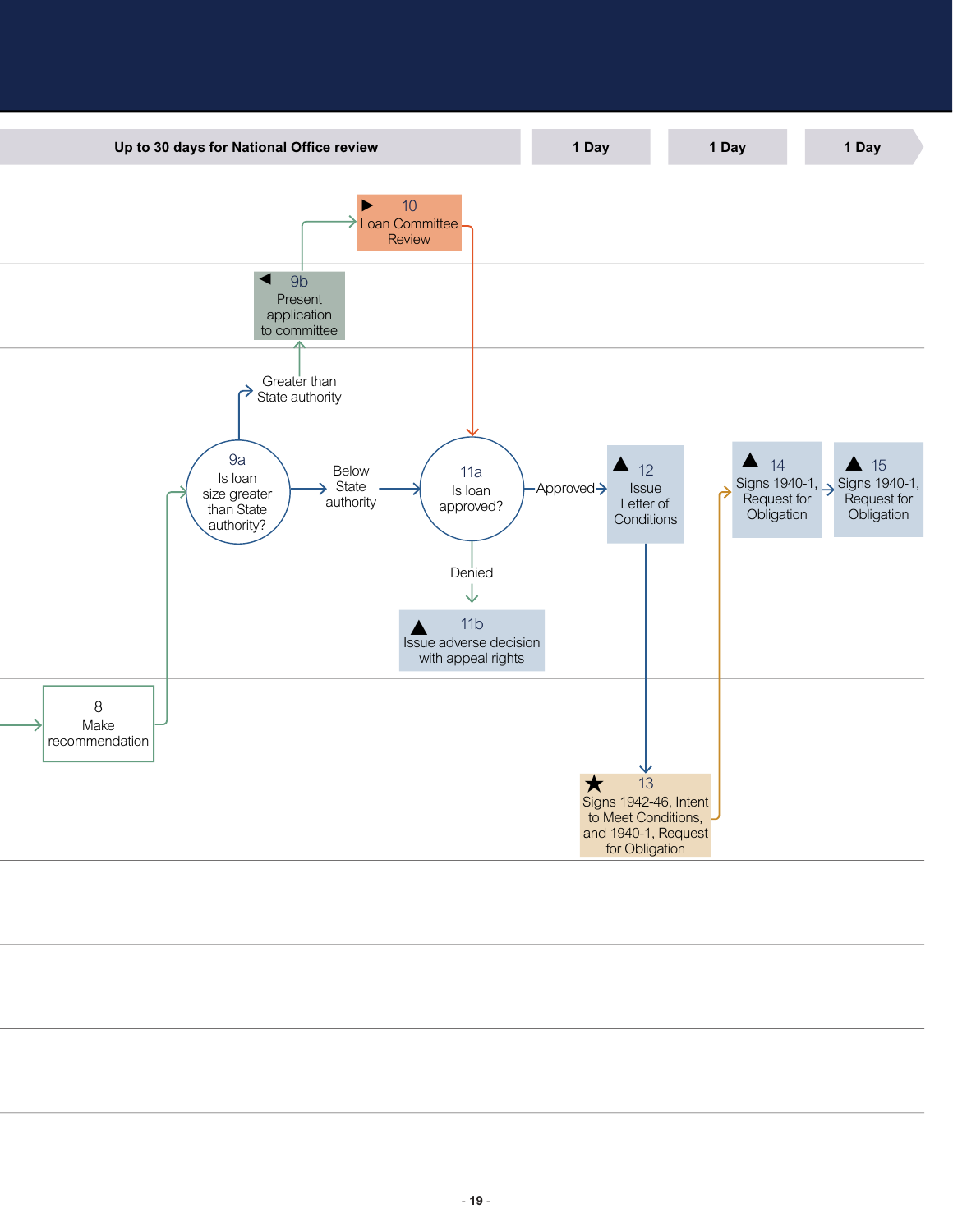| Up to 30 days for National Office review | 1 Day | 1 Day | 1 Day |
|---|---|---|---|

**10** Loan Committee Review

**9b** Present application to committee

Greater than State authority

**9a** Is loan size greater than State authority?

Below State authority

**11a** Is loan approved?

Approved

**12** Issue Letter of Conditions

**14** Signs 1940-1, Request for Obligation

**15** Signs 1940-1, Request for Obligation

Denied

**11b** Issue adverse decision with appeal rights

**8** Make recommendation

**13** Signs 1942-46, Intent to Meet Conditions, and 1940-1, Request for Obligation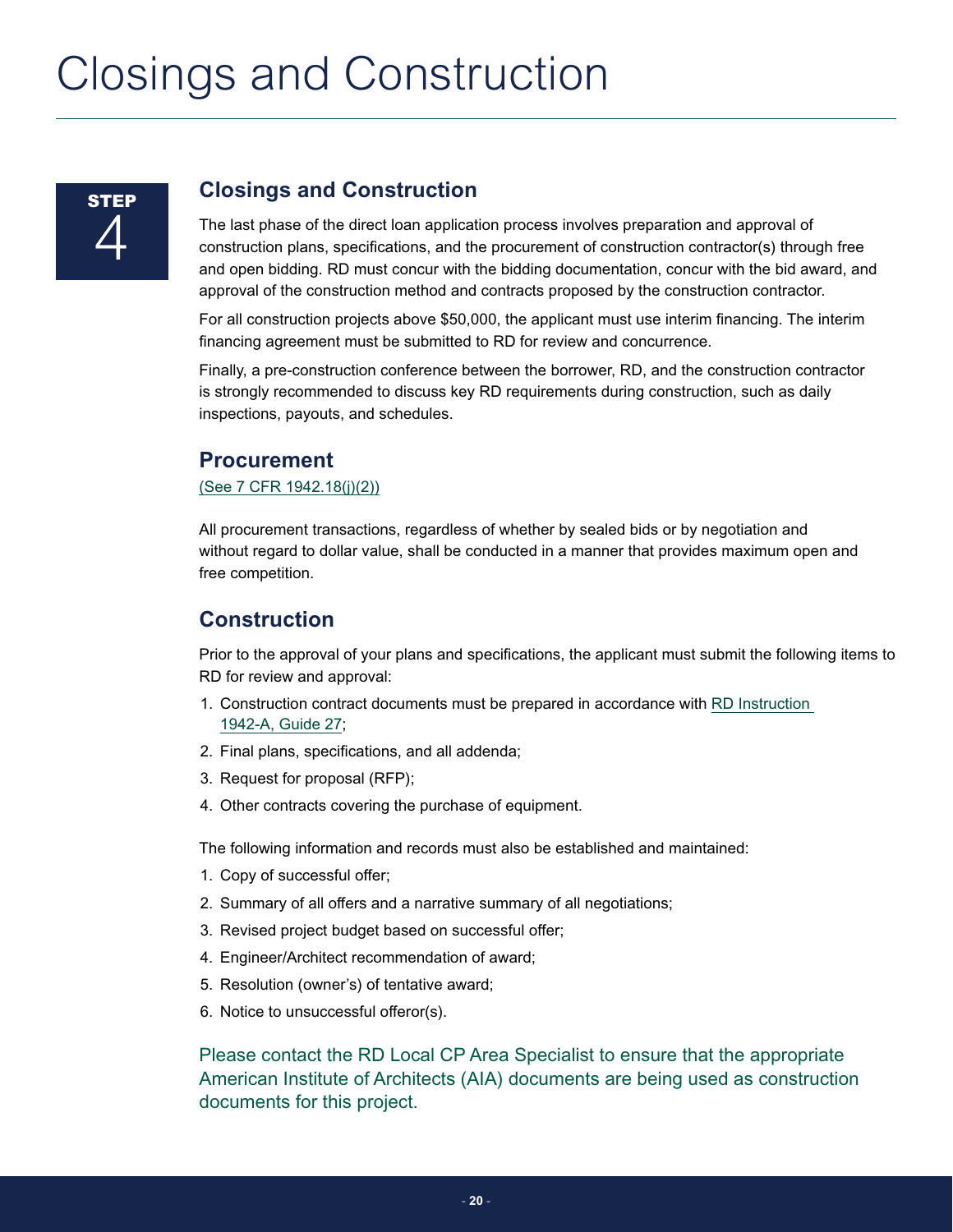# Closings and Construction

STEP 4

## Closings and Construction

The last phase of the direct loan application process involves preparation and approval of construction plans, specifications, and the procurement of construction contractor(s) through free and open bidding. RD must concur with the bidding documentation, concur with the bid award, and approval of the construction method and contracts proposed by the construction contractor.

For all construction projects above $50,000, the applicant must use interim financing. The interim financing agreement must be submitted to RD for review and concurrence.

Finally, a pre-construction conference between the borrower, RD, and the construction contractor is strongly recommended to discuss key RD requirements during construction, such as daily inspections, payouts, and schedules.

## Procurement

(See 7 CFR 1942.18(j)(2))

All procurement transactions, regardless of whether by sealed bids or by negotiation and without regard to dollar value, shall be conducted in a manner that provides maximum open and free competition.

## Construction

Prior to the approval of your plans and specifications, the applicant must submit the following items to RD for review and approval:

1. Construction contract documents must be prepared in accordance with RD Instruction 1942-A, Guide 27;
2. Final plans, specifications, and all addenda;
3. Request for proposal (RFP);
4. Other contracts covering the purchase of equipment.

The following information and records must also be established and maintained:

1. Copy of successful offer;
2. Summary of all offers and a narrative summary of all negotiations;
3. Revised project budget based on successful offer;
4. Engineer/Architect recommendation of award;
5. Resolution (owner's) of tentative award;
6. Notice to unsuccessful offeror(s).

Please contact the RD Local CP Area Specialist to ensure that the appropriate American Institute of Architects (AIA) documents are being used as construction documents for this project.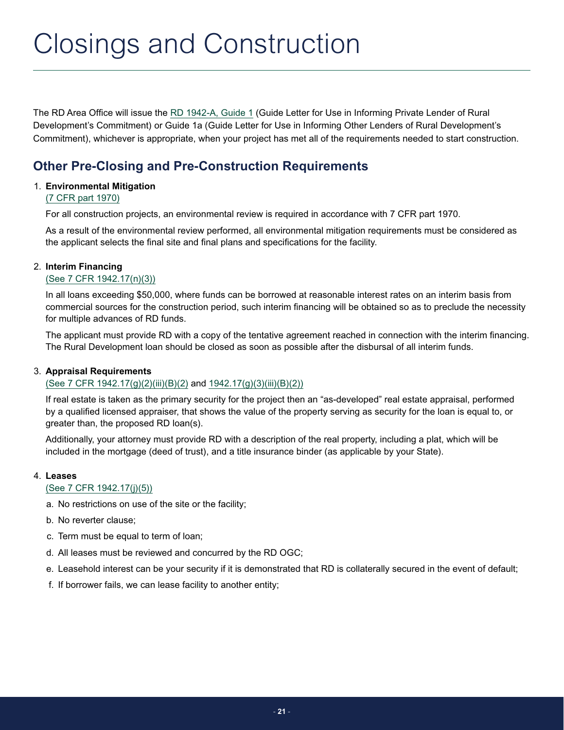# Closings and Construction

The RD Area Office will issue the RD 1942-A, Guide 1 (Guide Letter for Use in Informing Private Lender of Rural Development's Commitment) or Guide 1a (Guide Letter for Use in Informing Other Lenders of Rural Development's Commitment), whichever is appropriate, when your project has met all of the requirements needed to start construction.

## Other Pre-Closing and Pre-Construction Requirements

1. **Environmental Mitigation**
   (7 CFR part 1970)

   For all construction projects, an environmental review is required in accordance with 7 CFR part 1970.

   As a result of the environmental review performed, all environmental mitigation requirements must be considered as the applicant selects the final site and final plans and specifications for the facility.

2. **Interim Financing**
   (See 7 CFR 1942.17(n)(3))

   In all loans exceeding $50,000, where funds can be borrowed at reasonable interest rates on an interim basis from commercial sources for the construction period, such interim financing will be obtained so as to preclude the necessity for multiple advances of RD funds.

   The applicant must provide RD with a copy of the tentative agreement reached in connection with the interim financing. The Rural Development loan should be closed as soon as possible after the disbursal of all interim funds.

3. **Appraisal Requirements**
   (See 7 CFR 1942.17(g)(2)(iii)(B)(2) and 1942.17(g)(3)(iii)(B)(2))

   If real estate is taken as the primary security for the project then an "as-developed" real estate appraisal, performed by a qualified licensed appraiser, that shows the value of the property serving as security for the loan is equal to, or greater than, the proposed RD loan(s).

   Additionally, your attorney must provide RD with a description of the real property, including a plat, which will be included in the mortgage (deed of trust), and a title insurance binder (as applicable by your State).

4. **Leases**
   (See 7 CFR 1942.17(j)(5))

   a. No restrictions on use of the site or the facility;

   b. No reverter clause;

   c. Term must be equal to term of loan;

   d. All leases must be reviewed and concurred by the RD OGC;

   e. Leasehold interest can be your security if it is demonstrated that RD is collaterally secured in the event of default;

   f. If borrower fails, we can lease facility to another entity;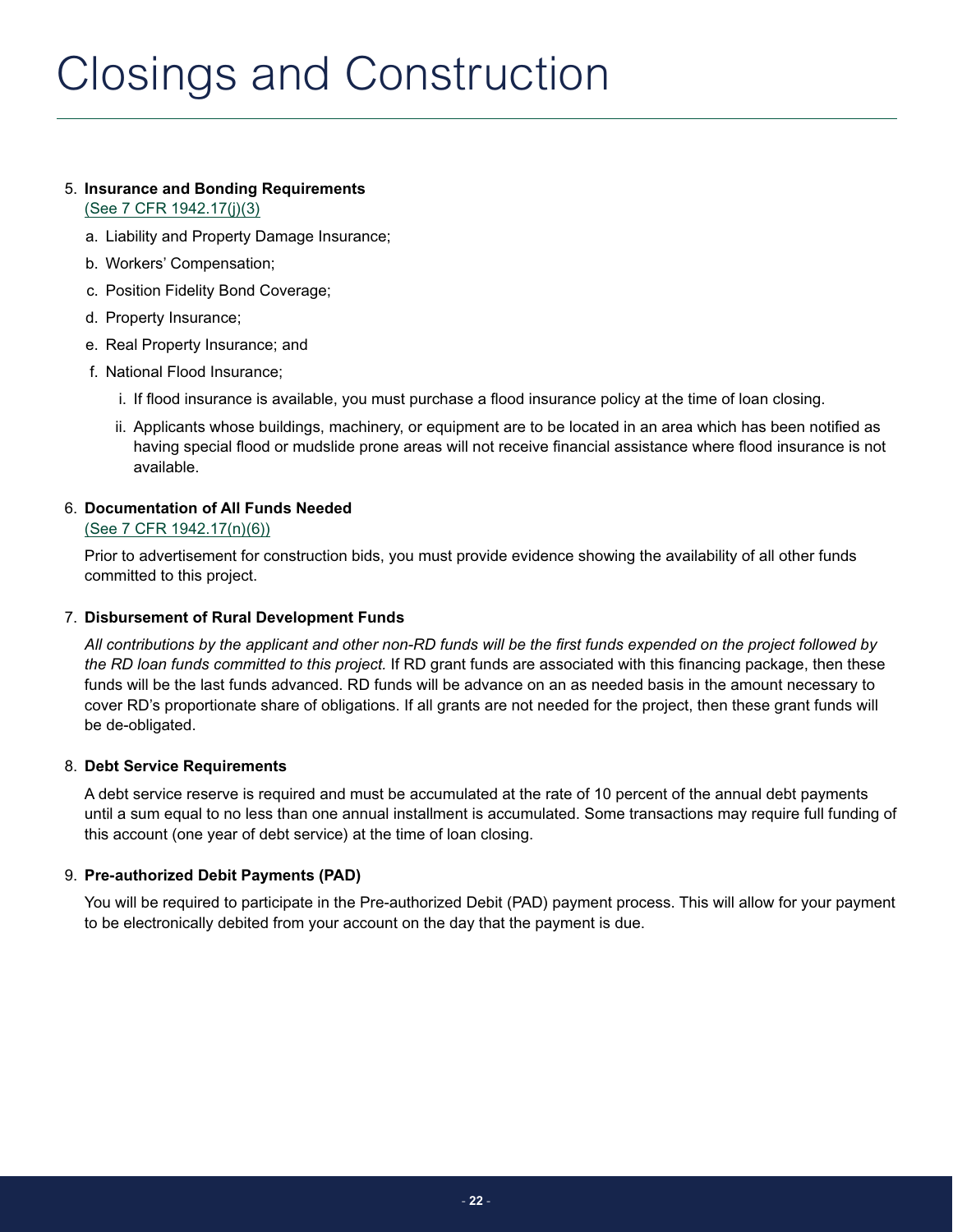# Closings and Construction

5. **Insurance and Bonding Requirements**
   (See 7 CFR 1942.17(j)(3))

   a. Liability and Property Damage Insurance;

   b. Workers' Compensation;

   c. Position Fidelity Bond Coverage;

   d. Property Insurance;

   e. Real Property Insurance; and

   f. National Flood Insurance;

      i. If flood insurance is available, you must purchase a flood insurance policy at the time of loan closing.

      ii. Applicants whose buildings, machinery, or equipment are to be located in an area which has been notified as having special flood or mudslide prone areas will not receive financial assistance where flood insurance is not available.

6. **Documentation of All Funds Needed**
   (See 7 CFR 1942.17(n)(6))

   Prior to advertisement for construction bids, you must provide evidence showing the availability of all other funds committed to this project.

7. **Disbursement of Rural Development Funds**

   *All contributions by the applicant and other non-RD funds will be the first funds expended on the project followed by the RD loan funds committed to this project.* If RD grant funds are associated with this financing package, then these funds will be the last funds advanced. RD funds will be advance on an as needed basis in the amount necessary to cover RD's proportionate share of obligations. If all grants are not needed for the project, then these grant funds will be de-obligated.

8. **Debt Service Requirements**

   A debt service reserve is required and must be accumulated at the rate of 10 percent of the annual debt payments until a sum equal to no less than one annual installment is accumulated. Some transactions may require full funding of this account (one year of debt service) at the time of loan closing.

9. **Pre-authorized Debit Payments (PAD)**

   You will be required to participate in the Pre-authorized Debit (PAD) payment process. This will allow for your payment to be electronically debited from your account on the day that the payment is due.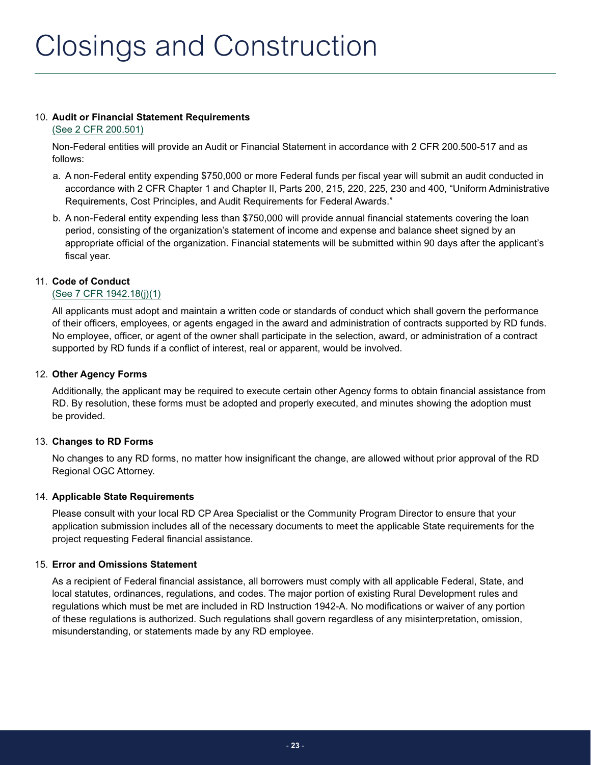# Closings and Construction

10. **Audit or Financial Statement Requirements**

    (See 2 CFR 200.501)

    Non-Federal entities will provide an Audit or Financial Statement in accordance with 2 CFR 200.500-517 and as follows:

    a. A non-Federal entity expending $750,000 or more Federal funds per fiscal year will submit an audit conducted in accordance with 2 CFR Chapter 1 and Chapter II, Parts 200, 215, 220, 225, 230 and 400, "Uniform Administrative Requirements, Cost Principles, and Audit Requirements for Federal Awards."

    b. A non-Federal entity expending less than $750,000 will provide annual financial statements covering the loan period, consisting of the organization's statement of income and expense and balance sheet signed by an appropriate official of the organization. Financial statements will be submitted within 90 days after the applicant's fiscal year.

11. **Code of Conduct**

    (See 7 CFR 1942.18(j)(1)

    All applicants must adopt and maintain a written code or standards of conduct which shall govern the performance of their officers, employees, or agents engaged in the award and administration of contracts supported by RD funds. No employee, officer, or agent of the owner shall participate in the selection, award, or administration of a contract supported by RD funds if a conflict of interest, real or apparent, would be involved.

12. **Other Agency Forms**

    Additionally, the applicant may be required to execute certain other Agency forms to obtain financial assistance from RD. By resolution, these forms must be adopted and properly executed, and minutes showing the adoption must be provided.

13. **Changes to RD Forms**

    No changes to any RD forms, no matter how insignificant the change, are allowed without prior approval of the RD Regional OGC Attorney.

14. **Applicable State Requirements**

    Please consult with your local RD CP Area Specialist or the Community Program Director to ensure that your application submission includes all of the necessary documents to meet the applicable State requirements for the project requesting Federal financial assistance.

15. **Error and Omissions Statement**

    As a recipient of Federal financial assistance, all borrowers must comply with all applicable Federal, State, and local statutes, ordinances, regulations, and codes. The major portion of existing Rural Development rules and regulations which must be met are included in RD Instruction 1942-A. No modifications or waiver of any portion of these regulations is authorized. Such regulations shall govern regardless of any misinterpretation, omission, misunderstanding, or statements made by any RD employee.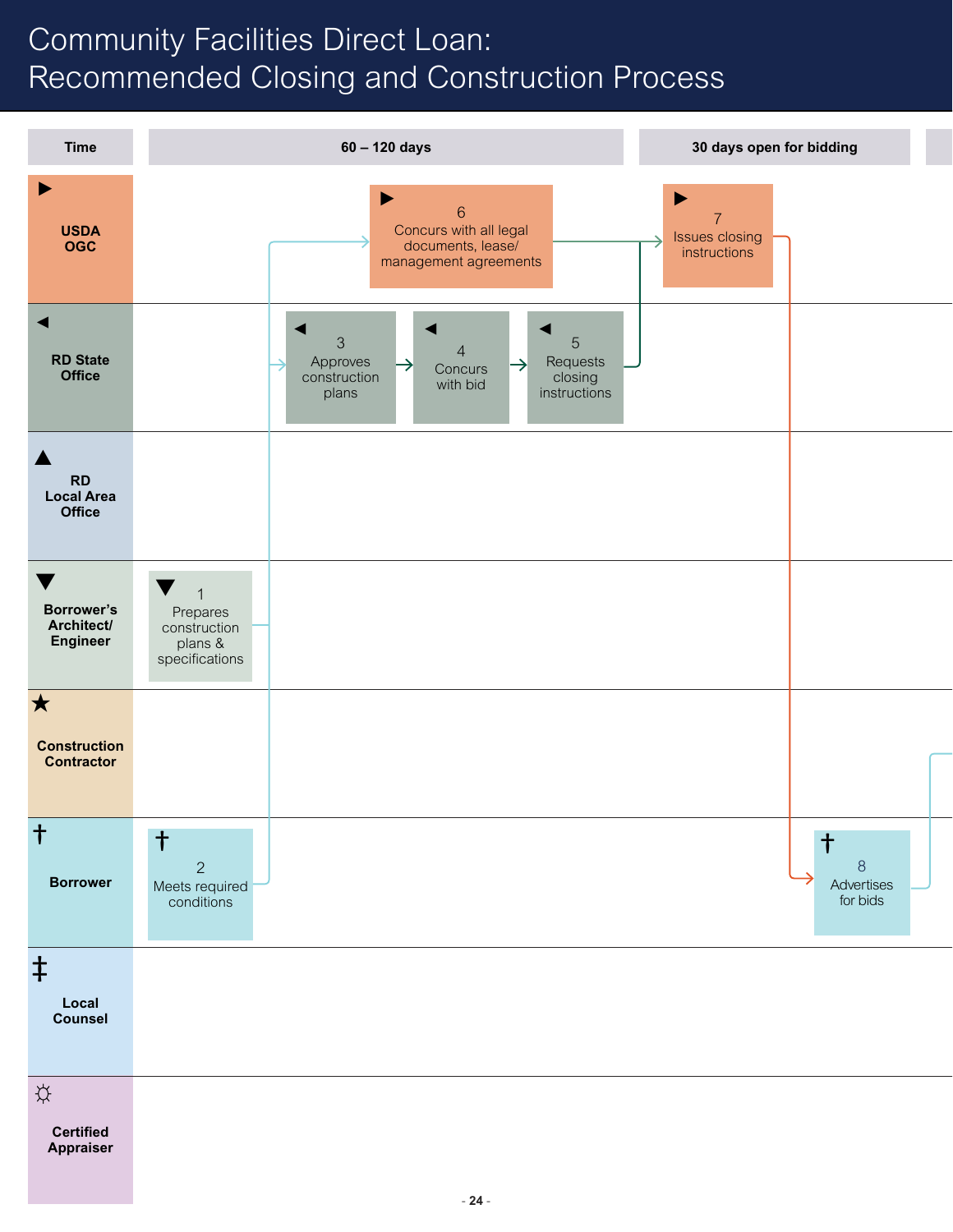# Community Facilities Direct Loan: Recommended Closing and Construction Process

| Time | 60 – 120 days | | | | | 30 days open for bidding | |
|---|---|---|---|---|---|---|---|
| ▶ **USDA OGC** | | | | | ▶ 6 Concurs with all legal documents, lease/ management agreements | ▶ 7 Issues closing instructions | |
| ◀ **RD State Office** | | ◀ 3 Approves construction plans | ◀ 4 Concurs with bid | ◀ 5 Requests closing instructions | | | |
| ▲ **RD Local Area Office** | | | | | | | |
| ▼ **Borrower's Architect/ Engineer** | ▼ 1 Prepares construction plans & specifications | | | | | | |
| ★ **Construction Contractor** | | | | | | | |
| † **Borrower** | † 2 Meets required conditions | | | | | | † 8 Advertises for bids |
| ‡ **Local Counsel** | | | | | | | |
| ☼ **Certified Appraiser** | | | | | | | |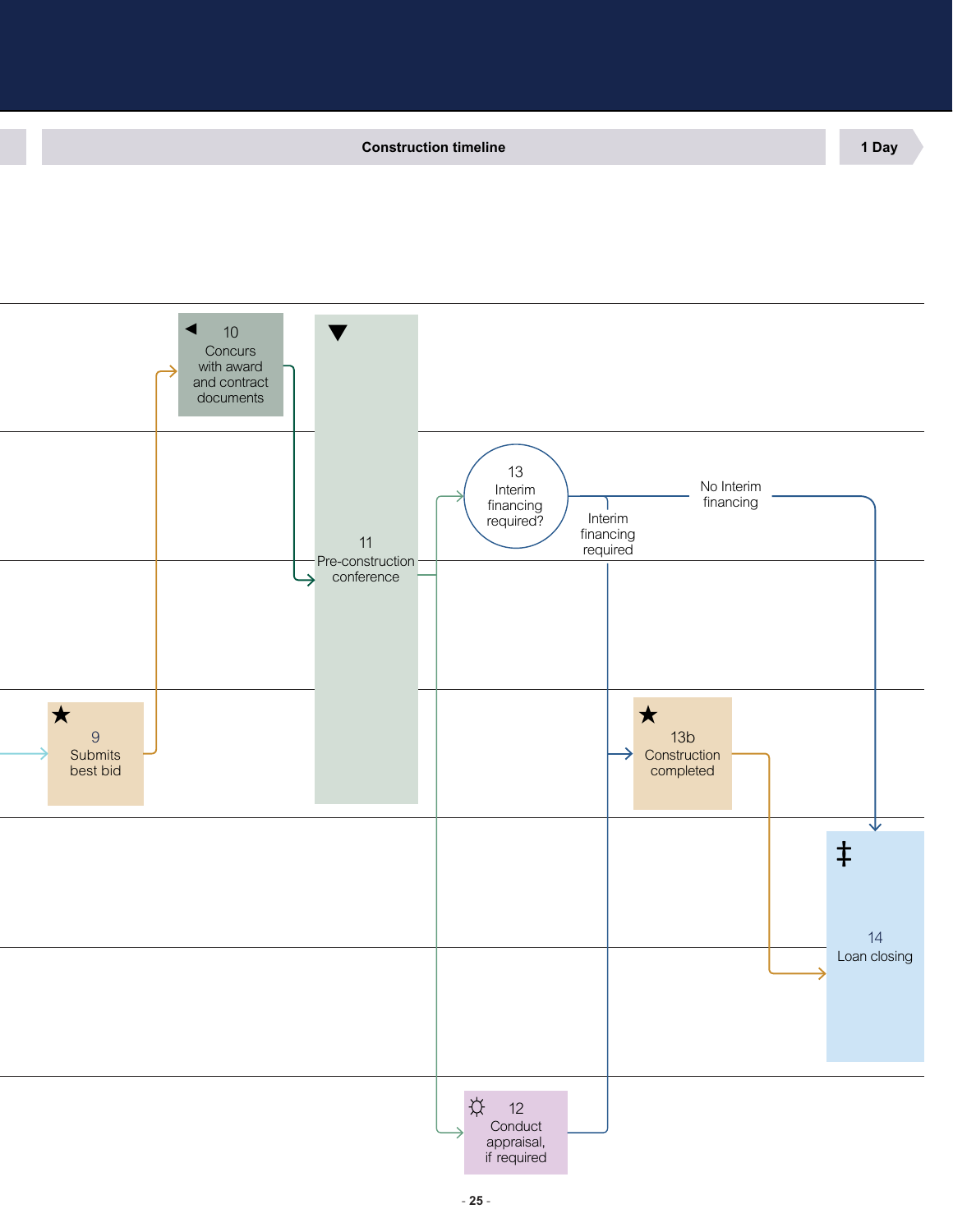Construction timeline

1 Day

10
Concurs with award and contract documents

11
Pre-construction conference

13
Interim financing required?

No Interim financing

Interim financing required

9
Submits best bid

13b
Construction completed

14
Loan closing

12
Conduct appraisal, if required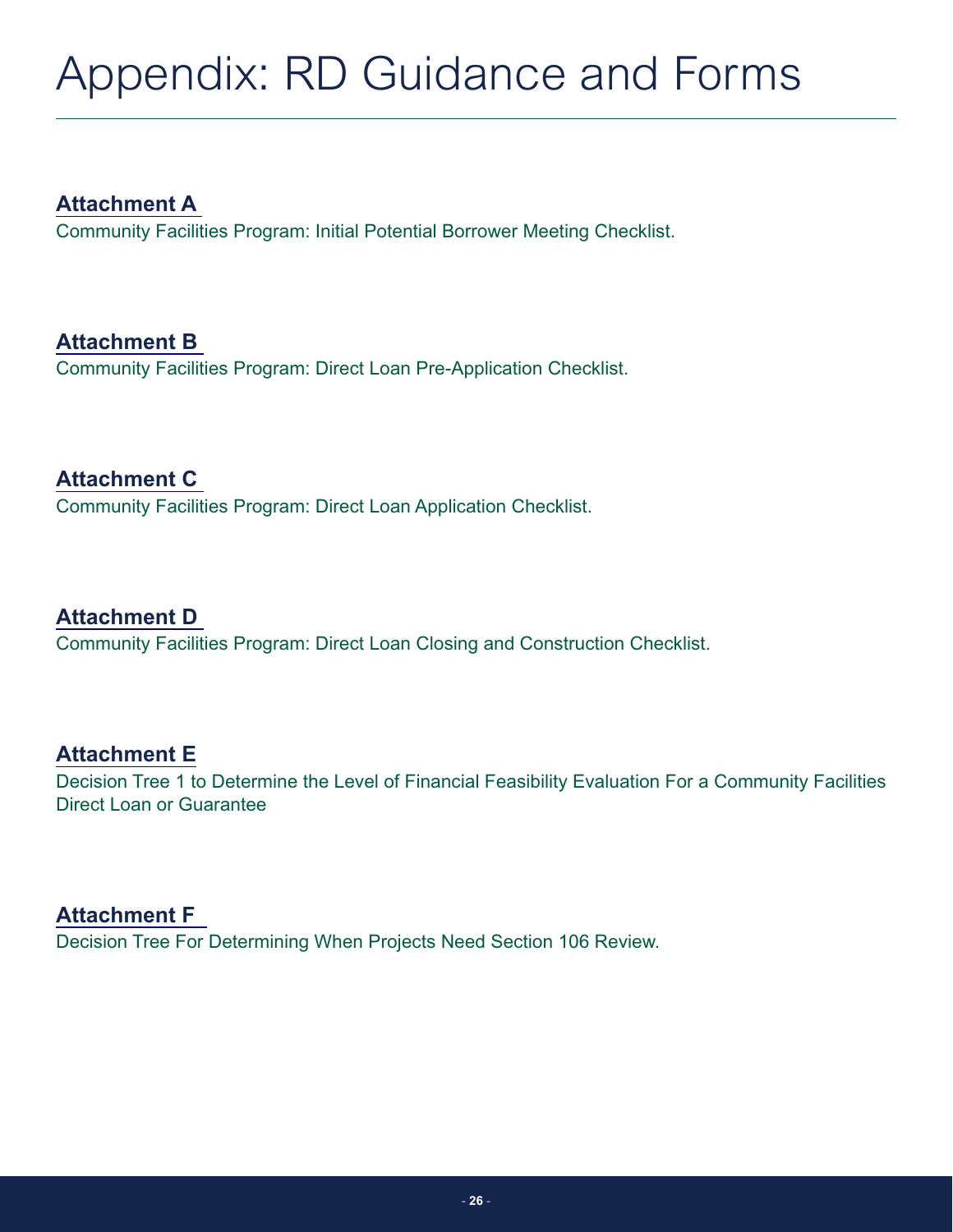# Appendix: RD Guidance and Forms

**Attachment A**

Community Facilities Program: Initial Potential Borrower Meeting Checklist.

**Attachment B**

Community Facilities Program: Direct Loan Pre-Application Checklist.

**Attachment C**

Community Facilities Program: Direct Loan Application Checklist.

**Attachment D**

Community Facilities Program: Direct Loan Closing and Construction Checklist.

**Attachment E**

Decision Tree 1 to Determine the Level of Financial Feasibility Evaluation For a Community Facilities Direct Loan or Guarantee

**Attachment F**

Decision Tree For Determining When Projects Need Section 106 Review.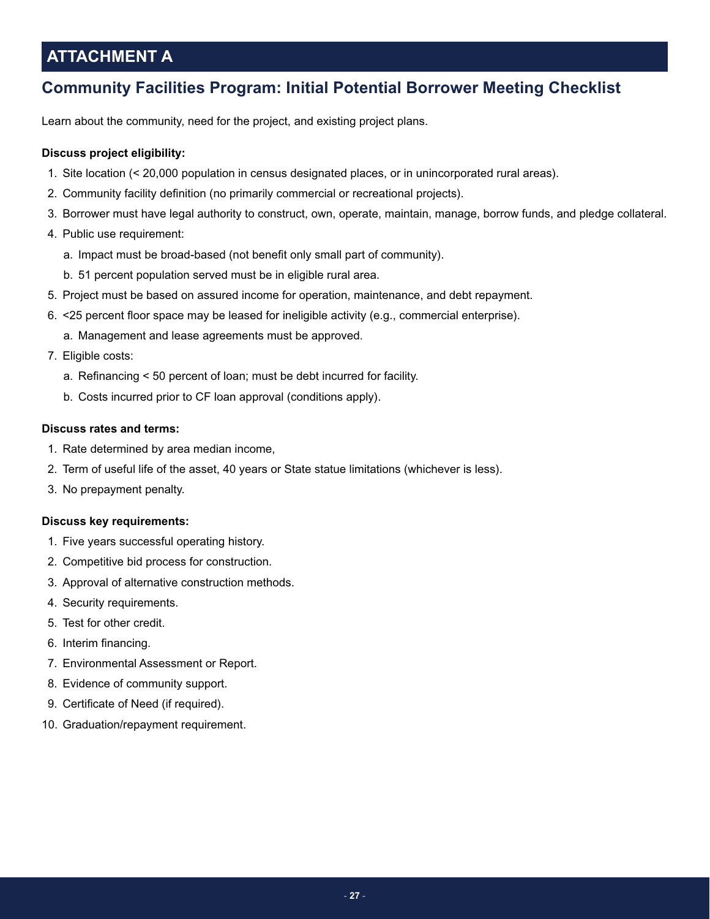# ATTACHMENT A

## Community Facilities Program: Initial Potential Borrower Meeting Checklist

Learn about the community, need for the project, and existing project plans.

**Discuss project eligibility:**

1. Site location (< 20,000 population in census designated places, or in unincorporated rural areas).
2. Community facility definition (no primarily commercial or recreational projects).
3. Borrower must have legal authority to construct, own, operate, maintain, manage, borrow funds, and pledge collateral.
4. Public use requirement:
   a. Impact must be broad-based (not benefit only small part of community).
   b. 51 percent population served must be in eligible rural area.
5. Project must be based on assured income for operation, maintenance, and debt repayment.
6. <25 percent floor space may be leased for ineligible activity (e.g., commercial enterprise).
   a. Management and lease agreements must be approved.
7. Eligible costs:
   a. Refinancing < 50 percent of loan; must be debt incurred for facility.
   b. Costs incurred prior to CF loan approval (conditions apply).

**Discuss rates and terms:**

1. Rate determined by area median income,
2. Term of useful life of the asset, 40 years or State statue limitations (whichever is less).
3. No prepayment penalty.

**Discuss key requirements:**

1. Five years successful operating history.
2. Competitive bid process for construction.
3. Approval of alternative construction methods.
4. Security requirements.
5. Test for other credit.
6. Interim financing.
7. Environmental Assessment or Report.
8. Evidence of community support.
9. Certificate of Need (if required).
10. Graduation/repayment requirement.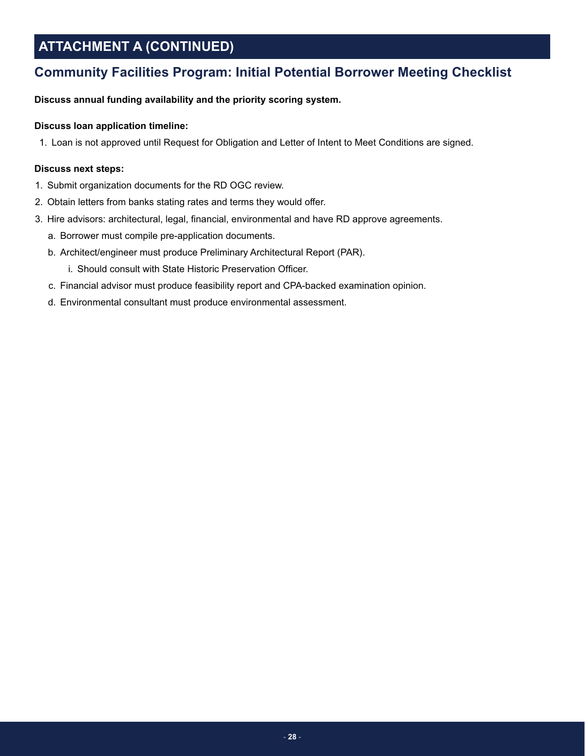# ATTACHMENT A (CONTINUED)

## Community Facilities Program: Initial Potential Borrower Meeting Checklist

**Discuss annual funding availability and the priority scoring system.**

**Discuss loan application timeline:**

1. Loan is not approved until Request for Obligation and Letter of Intent to Meet Conditions are signed.

**Discuss next steps:**

1. Submit organization documents for the RD OGC review.
2. Obtain letters from banks stating rates and terms they would offer.
3. Hire advisors: architectural, legal, financial, environmental and have RD approve agreements.
   a. Borrower must compile pre-application documents.
   b. Architect/engineer must produce Preliminary Architectural Report (PAR).
      i. Should consult with State Historic Preservation Officer.
   c. Financial advisor must produce feasibility report and CPA-backed examination opinion.
   d. Environmental consultant must produce environmental assessment.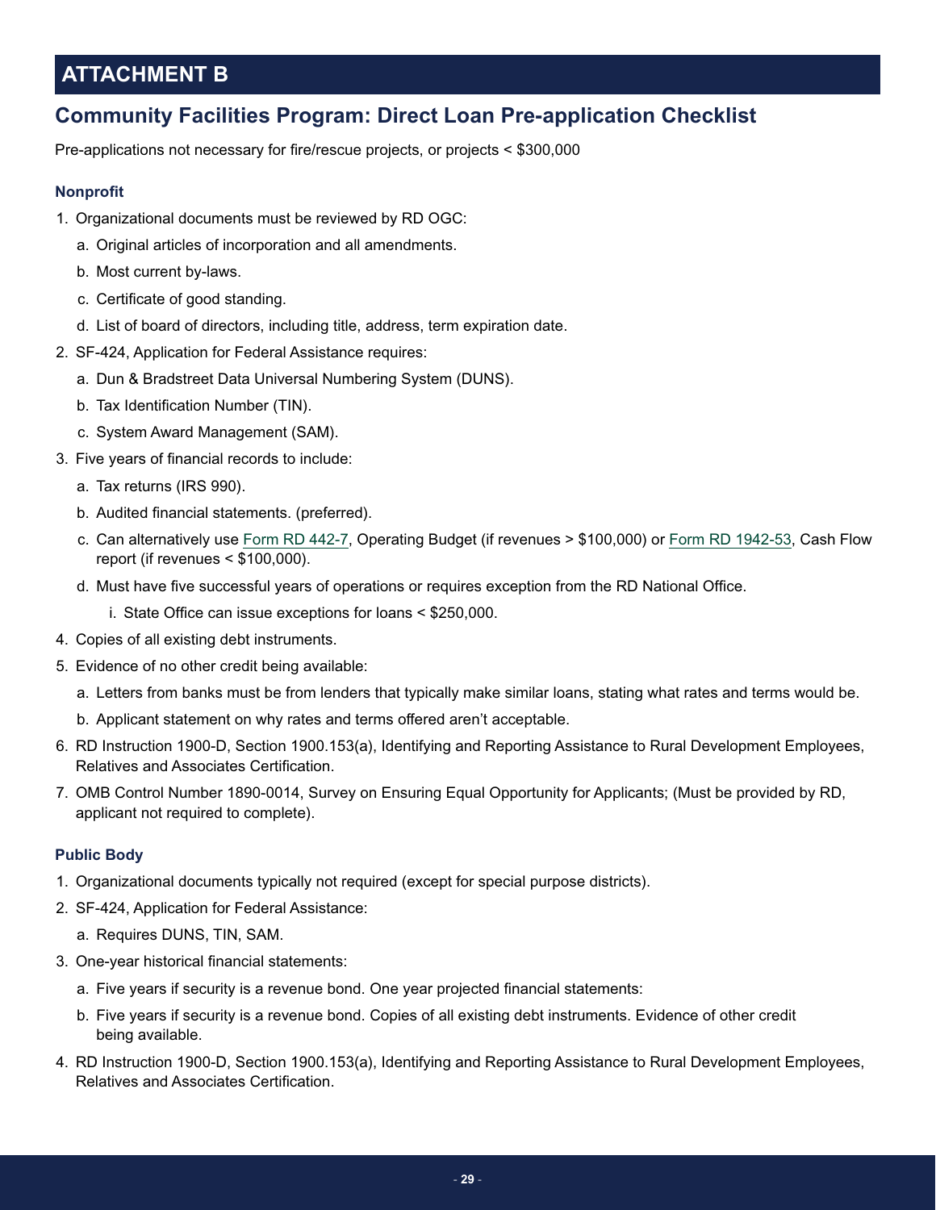# ATTACHMENT B

## Community Facilities Program: Direct Loan Pre-application Checklist

Pre-applications not necessary for fire/rescue projects, or projects < $300,000

### Nonprofit

1. Organizational documents must be reviewed by RD OGC:
   a. Original articles of incorporation and all amendments.
   b. Most current by-laws.
   c. Certificate of good standing.
   d. List of board of directors, including title, address, term expiration date.
2. SF-424, Application for Federal Assistance requires:
   a. Dun & Bradstreet Data Universal Numbering System (DUNS).
   b. Tax Identification Number (TIN).
   c. System Award Management (SAM).
3. Five years of financial records to include:
   a. Tax returns (IRS 990).
   b. Audited financial statements. (preferred).
   c. Can alternatively use Form RD 442-7, Operating Budget (if revenues > $100,000) or Form RD 1942-53, Cash Flow report (if revenues < $100,000).
   d. Must have five successful years of operations or requires exception from the RD National Office.
      i. State Office can issue exceptions for loans < $250,000.
4. Copies of all existing debt instruments.
5. Evidence of no other credit being available:
   a. Letters from banks must be from lenders that typically make similar loans, stating what rates and terms would be.
   b. Applicant statement on why rates and terms offered aren't acceptable.
6. RD Instruction 1900-D, Section 1900.153(a), Identifying and Reporting Assistance to Rural Development Employees, Relatives and Associates Certification.
7. OMB Control Number 1890-0014, Survey on Ensuring Equal Opportunity for Applicants; (Must be provided by RD, applicant not required to complete).

### Public Body

1. Organizational documents typically not required (except for special purpose districts).
2. SF-424, Application for Federal Assistance:
   a. Requires DUNS, TIN, SAM.
3. One-year historical financial statements:
   a. Five years if security is a revenue bond. One year projected financial statements:
   b. Five years if security is a revenue bond. Copies of all existing debt instruments. Evidence of other credit being available.
4. RD Instruction 1900-D, Section 1900.153(a), Identifying and Reporting Assistance to Rural Development Employees, Relatives and Associates Certification.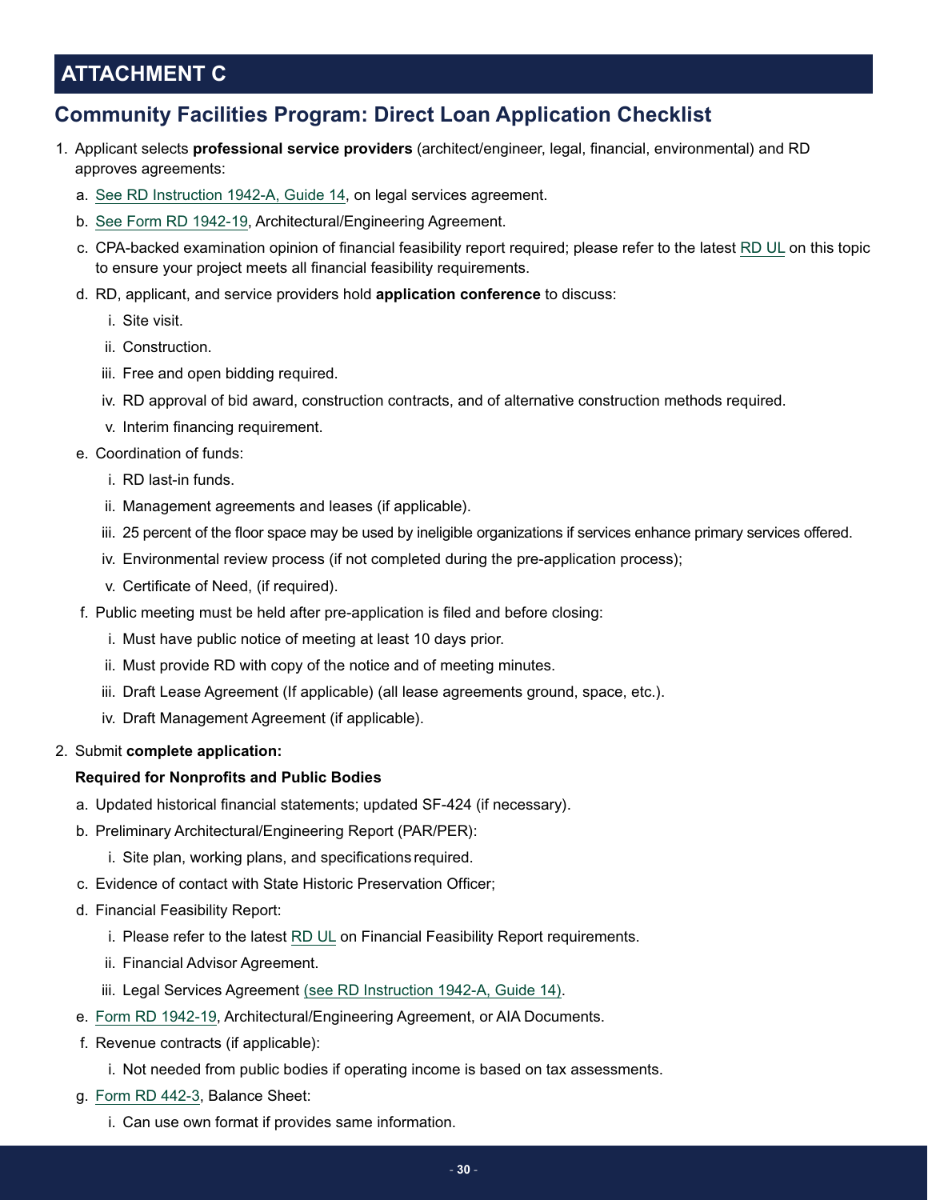# ATTACHMENT C

## Community Facilities Program: Direct Loan Application Checklist

1. Applicant selects **professional service providers** (architect/engineer, legal, financial, environmental) and RD approves agreements:
   a. See RD Instruction 1942-A, Guide 14, on legal services agreement.
   b. See Form RD 1942-19, Architectural/Engineering Agreement.
   c. CPA-backed examination opinion of financial feasibility report required; please refer to the latest RD UL on this topic to ensure your project meets all financial feasibility requirements.
   d. RD, applicant, and service providers hold **application conference** to discuss:
      i. Site visit.
      ii. Construction.
      iii. Free and open bidding required.
      iv. RD approval of bid award, construction contracts, and of alternative construction methods required.
      v. Interim financing requirement.
   e. Coordination of funds:
      i. RD last-in funds.
      ii. Management agreements and leases (if applicable).
      iii. 25 percent of the floor space may be used by ineligible organizations if services enhance primary services offered.
      iv. Environmental review process (if not completed during the pre-application process);
      v. Certificate of Need, (if required).
   f. Public meeting must be held after pre-application is filed and before closing:
      i. Must have public notice of meeting at least 10 days prior.
      ii. Must provide RD with copy of the notice and of meeting minutes.
      iii. Draft Lease Agreement (If applicable) (all lease agreements ground, space, etc.).
      iv. Draft Management Agreement (if applicable).

2. Submit **complete application:**

   **Required for Nonprofits and Public Bodies**

   a. Updated historical financial statements; updated SF-424 (if necessary).
   b. Preliminary Architectural/Engineering Report (PAR/PER):
      i. Site plan, working plans, and specifications required.
   c. Evidence of contact with State Historic Preservation Officer;
   d. Financial Feasibility Report:
      i. Please refer to the latest RD UL on Financial Feasibility Report requirements.
      ii. Financial Advisor Agreement.
      iii. Legal Services Agreement (see RD Instruction 1942-A, Guide 14).
   e. Form RD 1942-19, Architectural/Engineering Agreement, or AIA Documents.
   f. Revenue contracts (if applicable):
      i. Not needed from public bodies if operating income is based on tax assessments.
   g. Form RD 442-3, Balance Sheet:
      i. Can use own format if provides same information.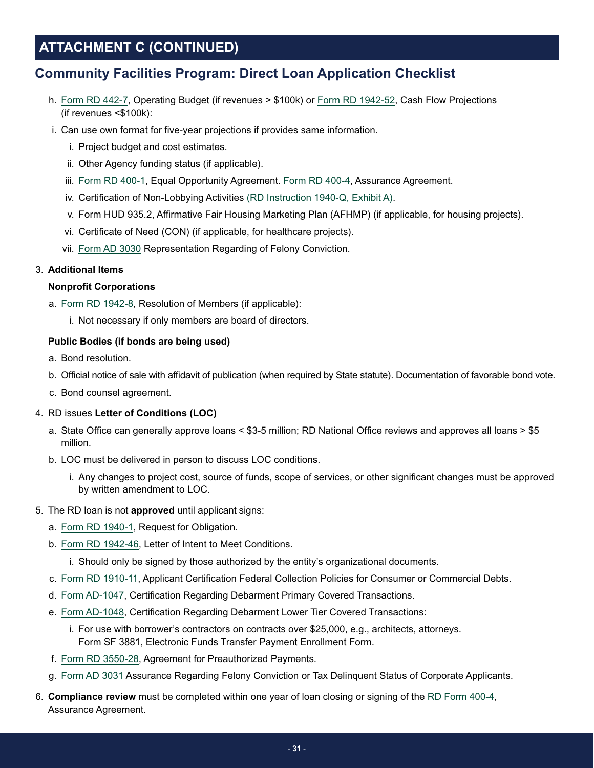## ATTACHMENT C (CONTINUED)

## Community Facilities Program: Direct Loan Application Checklist

h. Form RD 442-7, Operating Budget (if revenues > $100k) or Form RD 1942-52, Cash Flow Projections (if revenues <$100k):

i. Can use own format for five-year projections if provides same information.

   i. Project budget and cost estimates.

   ii. Other Agency funding status (if applicable).

   iii. Form RD 400-1, Equal Opportunity Agreement. Form RD 400-4, Assurance Agreement.

   iv. Certification of Non-Lobbying Activities (RD Instruction 1940-Q, Exhibit A).

   v. Form HUD 935.2, Affirmative Fair Housing Marketing Plan (AFHMP) (if applicable, for housing projects).

   vi. Certificate of Need (CON) (if applicable, for healthcare projects).

   vii. Form AD 3030 Representation Regarding of Felony Conviction.

3. **Additional Items**

   **Nonprofit Corporations**

   a. Form RD 1942-8, Resolution of Members (if applicable):

      i. Not necessary if only members are board of directors.

   **Public Bodies (if bonds are being used)**

   a. Bond resolution.

   b. Official notice of sale with affidavit of publication (when required by State statute). Documentation of favorable bond vote.

   c. Bond counsel agreement.

4. RD issues **Letter of Conditions (LOC)**

   a. State Office can generally approve loans < $3-5 million; RD National Office reviews and approves all loans > $5 million.

   b. LOC must be delivered in person to discuss LOC conditions.

      i. Any changes to project cost, source of funds, scope of services, or other significant changes must be approved by written amendment to LOC.

5. The RD loan is not **approved** until applicant signs:

   a. Form RD 1940-1, Request for Obligation.

   b. Form RD 1942-46, Letter of Intent to Meet Conditions.

      i. Should only be signed by those authorized by the entity's organizational documents.

   c. Form RD 1910-11, Applicant Certification Federal Collection Policies for Consumer or Commercial Debts.

   d. Form AD-1047, Certification Regarding Debarment Primary Covered Transactions.

   e. Form AD-1048, Certification Regarding Debarment Lower Tier Covered Transactions:

      i. For use with borrower's contractors on contracts over $25,000, e.g., architects, attorneys. Form SF 3881, Electronic Funds Transfer Payment Enrollment Form.

   f. Form RD 3550-28, Agreement for Preauthorized Payments.

   g. Form AD 3031 Assurance Regarding Felony Conviction or Tax Delinquent Status of Corporate Applicants.

6. **Compliance review** must be completed within one year of loan closing or signing of the RD Form 400-4, Assurance Agreement.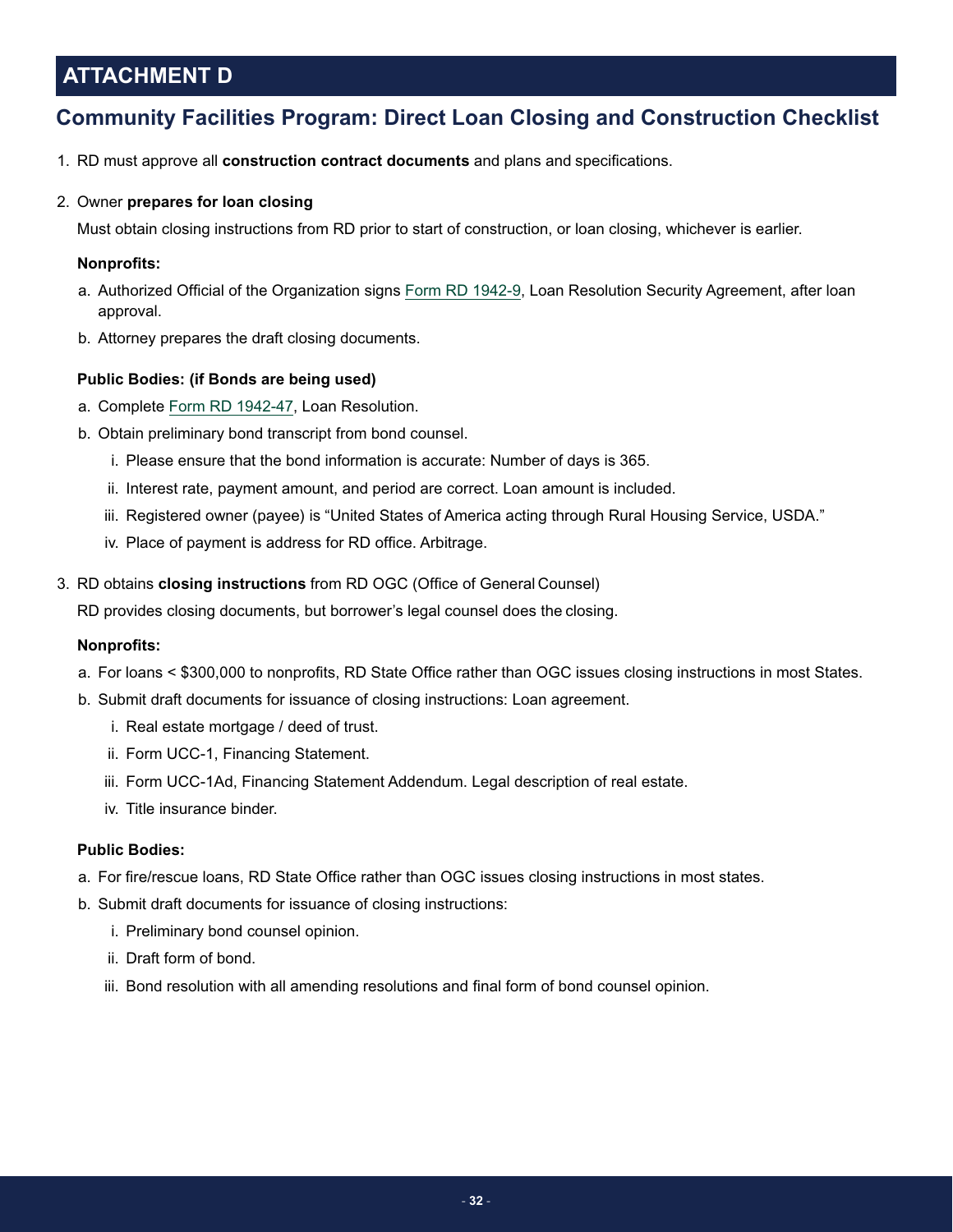# ATTACHMENT D

## Community Facilities Program: Direct Loan Closing and Construction Checklist

1. RD must approve all **construction contract documents** and plans and specifications.

2. Owner **prepares for loan closing**

   Must obtain closing instructions from RD prior to start of construction, or loan closing, whichever is earlier.

   **Nonprofits:**

   a. Authorized Official of the Organization signs Form RD 1942-9, Loan Resolution Security Agreement, after loan approval.

   b. Attorney prepares the draft closing documents.

   **Public Bodies: (if Bonds are being used)**

   a. Complete Form RD 1942-47, Loan Resolution.

   b. Obtain preliminary bond transcript from bond counsel.

      i. Please ensure that the bond information is accurate: Number of days is 365.

      ii. Interest rate, payment amount, and period are correct. Loan amount is included.

      iii. Registered owner (payee) is "United States of America acting through Rural Housing Service, USDA."

      iv. Place of payment is address for RD office. Arbitrage.

3. RD obtains **closing instructions** from RD OGC (Office of General Counsel)

   RD provides closing documents, but borrower's legal counsel does the closing.

   **Nonprofits:**

   a. For loans < $300,000 to nonprofits, RD State Office rather than OGC issues closing instructions in most States.

   b. Submit draft documents for issuance of closing instructions: Loan agreement.

      i. Real estate mortgage / deed of trust.

      ii. Form UCC-1, Financing Statement.

      iii. Form UCC-1Ad, Financing Statement Addendum. Legal description of real estate.

      iv. Title insurance binder.

   **Public Bodies:**

   a. For fire/rescue loans, RD State Office rather than OGC issues closing instructions in most states.

   b. Submit draft documents for issuance of closing instructions:

      i. Preliminary bond counsel opinion.

      ii. Draft form of bond.

      iii. Bond resolution with all amending resolutions and final form of bond counsel opinion.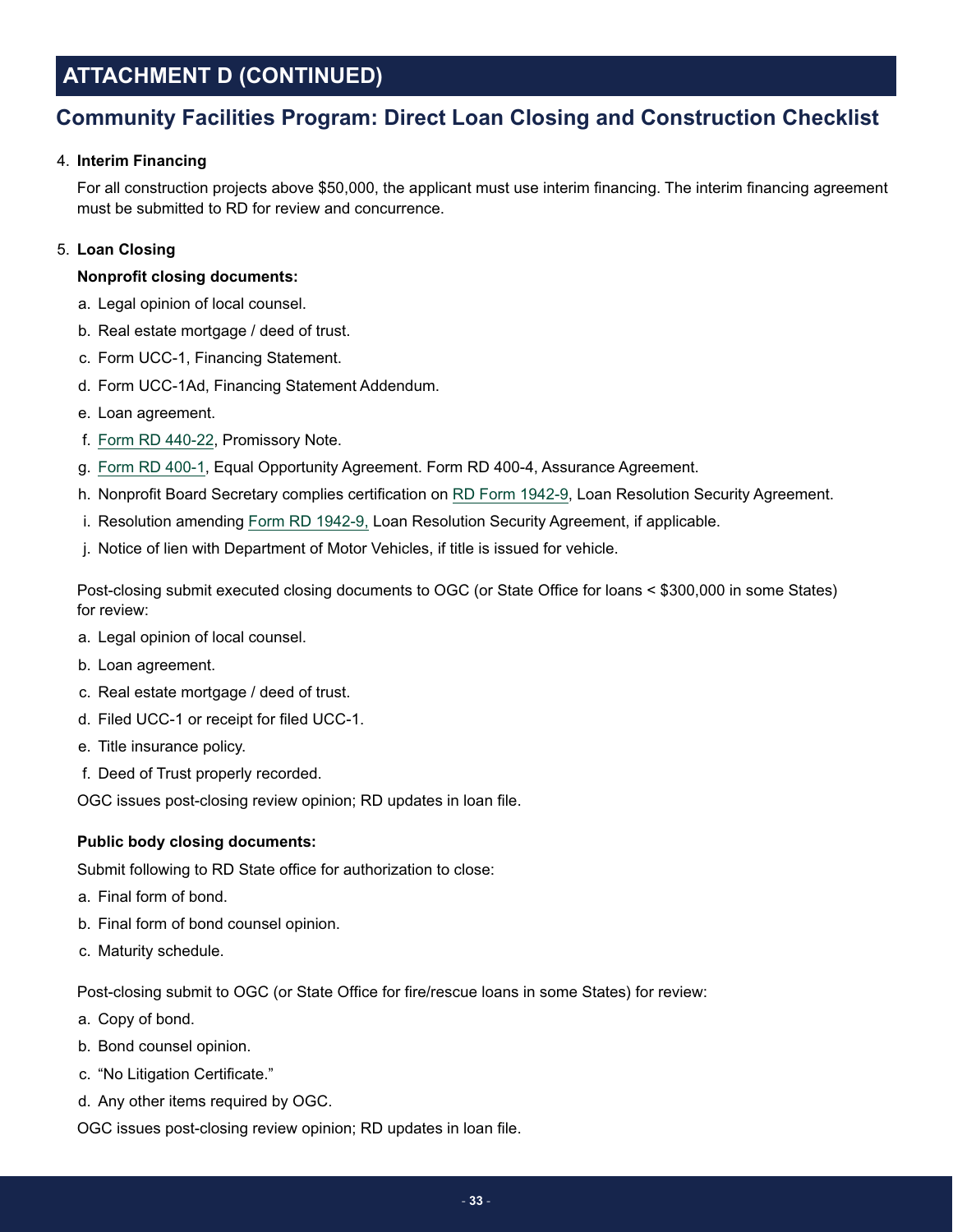## ATTACHMENT D (CONTINUED)

## Community Facilities Program: Direct Loan Closing and Construction Checklist

4. **Interim Financing**

   For all construction projects above $50,000, the applicant must use interim financing. The interim financing agreement must be submitted to RD for review and concurrence.

5. **Loan Closing**

   **Nonprofit closing documents:**

   a. Legal opinion of local counsel.
   b. Real estate mortgage / deed of trust.
   c. Form UCC-1, Financing Statement.
   d. Form UCC-1Ad, Financing Statement Addendum.
   e. Loan agreement.
   f. Form RD 440-22, Promissory Note.
   g. Form RD 400-1, Equal Opportunity Agreement. Form RD 400-4, Assurance Agreement.
   h. Nonprofit Board Secretary complies certification on RD Form 1942-9, Loan Resolution Security Agreement.
   i. Resolution amending Form RD 1942-9, Loan Resolution Security Agreement, if applicable.
   j. Notice of lien with Department of Motor Vehicles, if title is issued for vehicle.

   Post-closing submit executed closing documents to OGC (or State Office for loans < $300,000 in some States) for review:

   a. Legal opinion of local counsel.
   b. Loan agreement.
   c. Real estate mortgage / deed of trust.
   d. Filed UCC-1 or receipt for filed UCC-1.
   e. Title insurance policy.
   f. Deed of Trust properly recorded.

   OGC issues post-closing review opinion; RD updates in loan file.

   **Public body closing documents:**

   Submit following to RD State office for authorization to close:

   a. Final form of bond.
   b. Final form of bond counsel opinion.
   c. Maturity schedule.

   Post-closing submit to OGC (or State Office for fire/rescue loans in some States) for review:

   a. Copy of bond.
   b. Bond counsel opinion.
   c. "No Litigation Certificate."
   d. Any other items required by OGC.

   OGC issues post-closing review opinion; RD updates in loan file.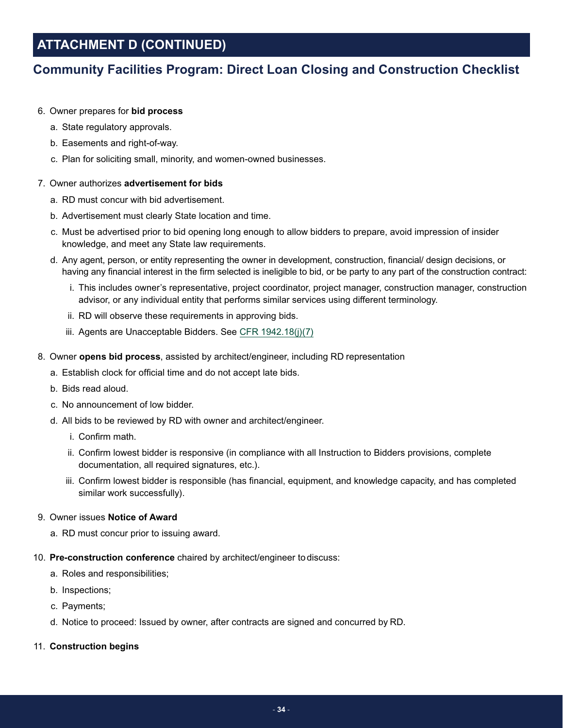## ATTACHMENT D (CONTINUED)

### Community Facilities Program: Direct Loan Closing and Construction Checklist

6. Owner prepares for **bid process**
   a. State regulatory approvals.
   b. Easements and right-of-way.
   c. Plan for soliciting small, minority, and women-owned businesses.

7. Owner authorizes **advertisement for bids**
   a. RD must concur with bid advertisement.
   b. Advertisement must clearly State location and time.
   c. Must be advertised prior to bid opening long enough to allow bidders to prepare, avoid impression of insider knowledge, and meet any State law requirements.
   d. Any agent, person, or entity representing the owner in development, construction, financial/ design decisions, or having any financial interest in the firm selected is ineligible to bid, or be party to any part of the construction contract:
      i. This includes owner's representative, project coordinator, project manager, construction manager, construction advisor, or any individual entity that performs similar services using different terminology.
      ii. RD will observe these requirements in approving bids.
      iii. Agents are Unacceptable Bidders. See CFR 1942.18(j)(7)

8. Owner **opens bid process**, assisted by architect/engineer, including RD representation
   a. Establish clock for official time and do not accept late bids.
   b. Bids read aloud.
   c. No announcement of low bidder.
   d. All bids to be reviewed by RD with owner and architect/engineer.
      i. Confirm math.
      ii. Confirm lowest bidder is responsive (in compliance with all Instruction to Bidders provisions, complete documentation, all required signatures, etc.).
      iii. Confirm lowest bidder is responsible (has financial, equipment, and knowledge capacity, and has completed similar work successfully).

9. Owner issues **Notice of Award**
   a. RD must concur prior to issuing award.

10. **Pre-construction conference** chaired by architect/engineer to discuss:
    a. Roles and responsibilities;
    b. Inspections;
    c. Payments;
    d. Notice to proceed: Issued by owner, after contracts are signed and concurred by RD.

11. **Construction begins**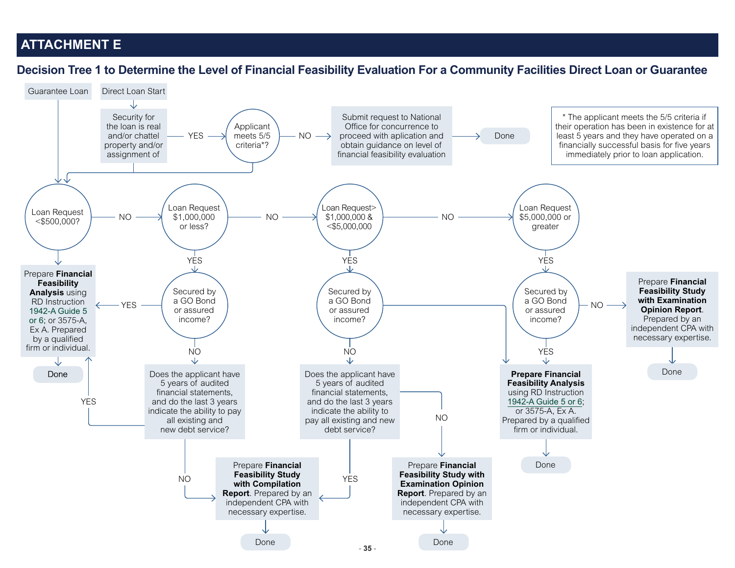# ATTACHMENT E

## Decision Tree 1 to Determine the Level of Financial Feasibility Evaluation For a Community Facilities Direct Loan or Guarantee

Guarantee Loan

Direct Loan Start

Security for the loan is real and/or chattel property and/or assignment of

YES

Applicant meets 5/5 criteria*?

NO

Submit request to National Office for concurrence to proceed with aplication and obtain guidance on level of financial feasibility evaluation

Done

\* The applicant meets the 5/5 criteria if their operation has been in existence for at least 5 years and they have operated on a financially successful basis for five years immediately prior to loan application.

Loan Request <$500,000?

NO

Loan Request $1,000,000 or less?

NO

Loan Request> $1,000,000 & <$5,000,000

NO

Loan Request $5,000,000 or greater

Prepare **Financial Feasibility Analysis** using RD Instruction 1942-A Guide 5 or 6; or 3575-A, Ex A. Prepared by a qualified firm or individual.

Done

YES

YES

Secured by a GO Bond or assured income?

YES

NO

Does the applicant have 5 years of audited financial statements, and do the last 3 years indicate the ability to pay all existing and new debt service?

YES

NO

YES

Secured by a GO Bond or assured income?

NO

Does the applicant have 5 years of audited financial statements, and do the last 3 years indicate the ability to pay all existing and new debt service?

YES

NO

Prepare **Financial Feasibility Study with Compilation Report**. Prepared by an independent CPA with necessary expertise.

Done

Prepare **Financial Feasibility Study with Examination Opinion Report**. Prepared by an independent CPA with necessary expertise.

Done

YES

Secured by a GO Bond or assured income?

NO

Prepare **Financial Feasibility Study with Examination Opinion Report**. Prepared by an independent CPA with necessary expertise.

Done

YES

**Prepare Financial Feasibility Analysis** using RD Instruction 1942-A Guide 5 or 6; or 3575-A, Ex A. Prepared by a qualified firm or individual.

Done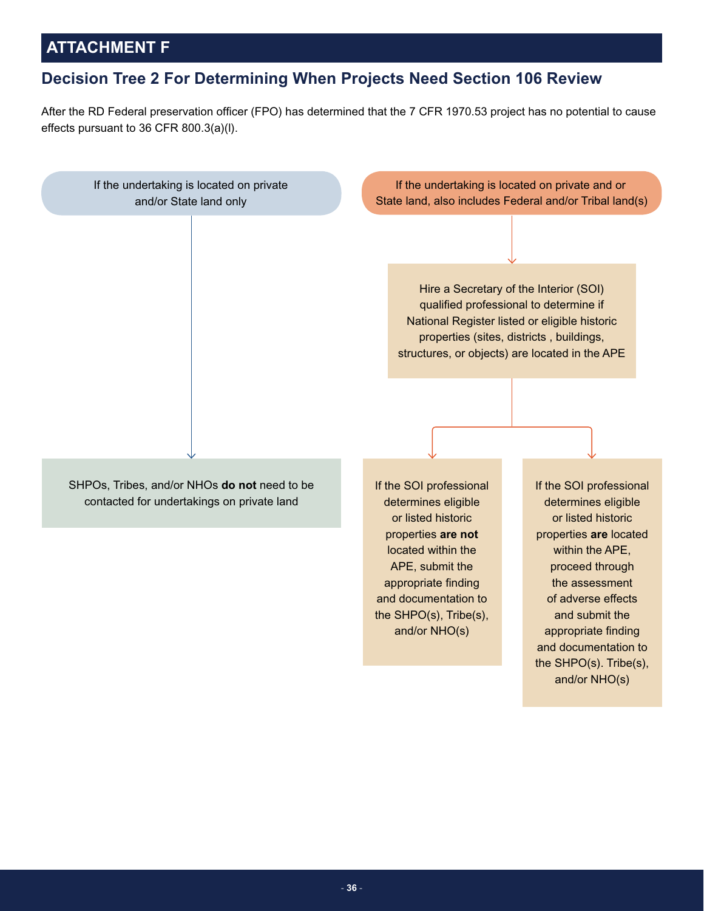## ATTACHMENT F

## Decision Tree 2 For Determining When Projects Need Section 106 Review

After the RD Federal preservation officer (FPO) has determined that the 7 CFR 1970.53 project has no potential to cause effects pursuant to 36 CFR 800.3(a)(l).

If the undertaking is located on private and/or State land only

SHPOs, Tribes, and/or NHOs **do not** need to be contacted for undertakings on private land

If the undertaking is located on private and or State land, also includes Federal and/or Tribal land(s)

Hire a Secretary of the Interior (SOI) qualified professional to determine if National Register listed or eligible historic properties (sites, districts , buildings, structures, or objects) are located in the APE

If the SOI professional determines eligible or listed historic properties **are not** located within the APE, submit the appropriate finding and documentation to the SHPO(s), Tribe(s), and/or NHO(s)

If the SOI professional determines eligible or listed historic properties **are** located within the APE, proceed through the assessment of adverse effects and submit the appropriate finding and documentation to the SHPO(s). Tribe(s), and/or NHO(s)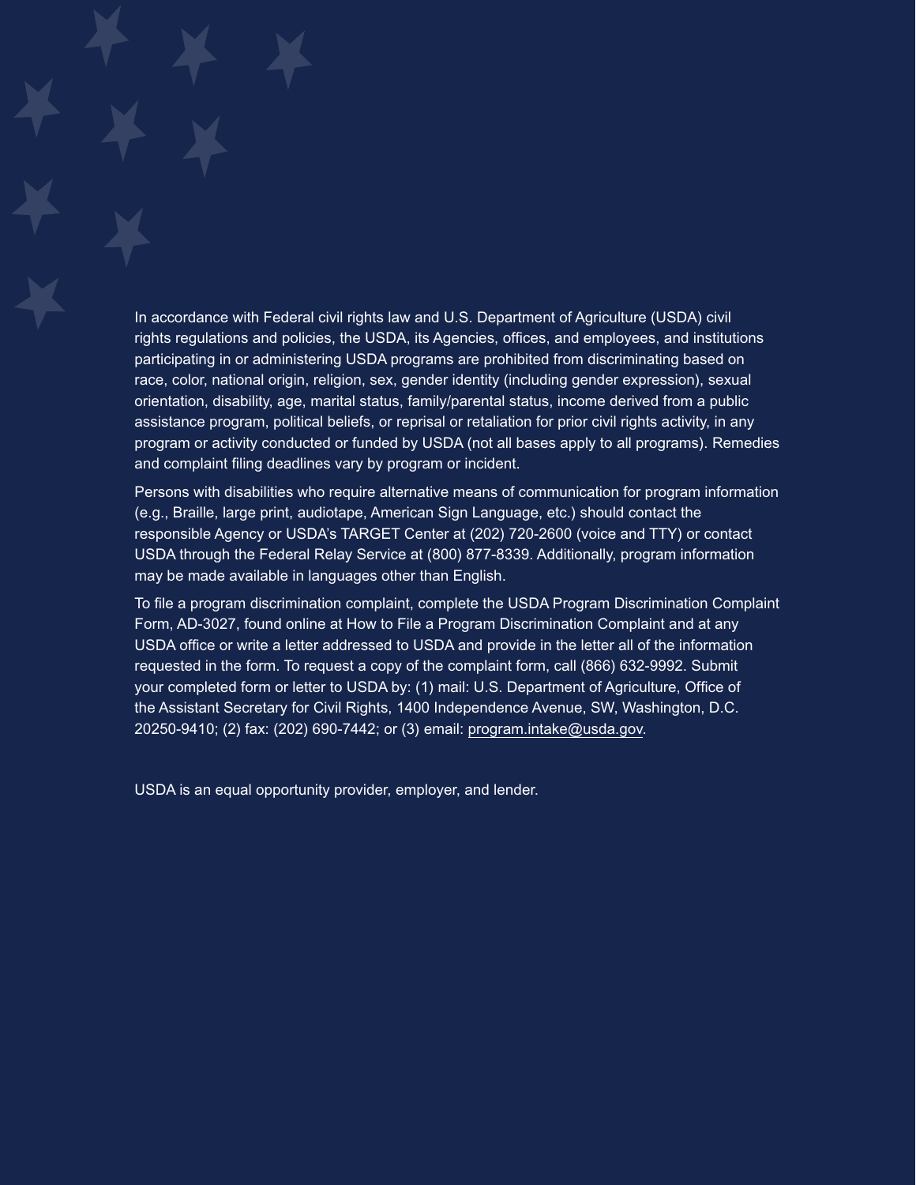In accordance with Federal civil rights law and U.S. Department of Agriculture (USDA) civil rights regulations and policies, the USDA, its Agencies, offices, and employees, and institutions participating in or administering USDA programs are prohibited from discriminating based on race, color, national origin, religion, sex, gender identity (including gender expression), sexual orientation, disability, age, marital status, family/parental status, income derived from a public assistance program, political beliefs, or reprisal or retaliation for prior civil rights activity, in any program or activity conducted or funded by USDA (not all bases apply to all programs). Remedies and complaint filing deadlines vary by program or incident.

Persons with disabilities who require alternative means of communication for program information (e.g., Braille, large print, audiotape, American Sign Language, etc.) should contact the responsible Agency or USDA's TARGET Center at (202) 720-2600 (voice and TTY) or contact USDA through the Federal Relay Service at (800) 877-8339. Additionally, program information may be made available in languages other than English.

To file a program discrimination complaint, complete the USDA Program Discrimination Complaint Form, AD-3027, found online at How to File a Program Discrimination Complaint and at any USDA office or write a letter addressed to USDA and provide in the letter all of the information requested in the form. To request a copy of the complaint form, call (866) 632-9992. Submit your completed form or letter to USDA by: (1) mail: U.S. Department of Agriculture, Office of the Assistant Secretary for Civil Rights, 1400 Independence Avenue, SW, Washington, D.C. 20250-9410; (2) fax: (202) 690-7442; or (3) email: program.intake@usda.gov.

USDA is an equal opportunity provider, employer, and lender.